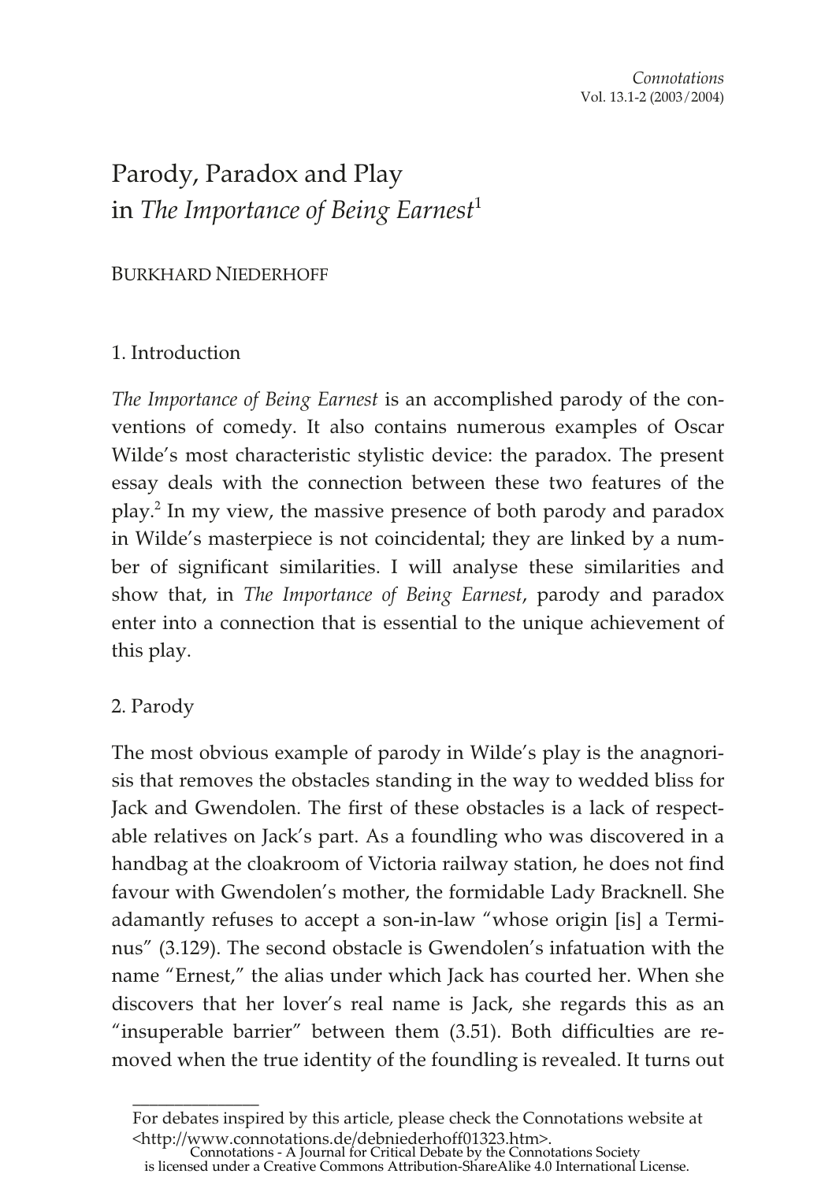# Parody, Paradox and Play in *The Importance of Being Earnest*[1]

BURKHARD NIEDERHOFF

## 1. Introduction

*The Importance of Being Earnest* is an accomplished parody of the conventions of comedy. It also contains numerous examples of Oscar Wilde's most characteristic stylistic device: the paradox. The present essay deals with the connection between these two features of the play.[2] In my view, the massive presence of both parody and paradox in Wilde's masterpiece is not coincidental; they are linked by a number of significant similarities. I will analyse these similarities and show that, in *The Importance of Being Earnest*, parody and paradox enter into a connection that is essential to the unique achievement of this play.

## 2. Parody

The most obvious example of parody in Wilde's play is the anagnorisis that removes the obstacles standing in the way to wedded bliss for Jack and Gwendolen. The first of these obstacles is a lack of respectable relatives on Jack's part. As a foundling who was discovered in a handbag at the cloakroom of Victoria railway station, he does not find favour with Gwendolen's mother, the formidable Lady Bracknell. She adamantly refuses to accept a son-in-law "whose origin [is] a Terminus" (3.129). The second obstacle is Gwendolen's infatuation with the name "Ernest," the alias under which Jack has courted her. When she discovers that her lover's real name is Jack, she regards this as an "insuperable barrier" between them (3.51). Both difficulties are removed when the true identity of the foundling is revealed. It turns out

---

For debates inspired by this article, please check the Connotations website at <http://www.connotations.de/debniederhoff01323.htm>.

Connotations - A Journal for Critical Debate by the Connotations Society is licensed under a Creative Commons Attribution-ShareAlike 4.0 International License.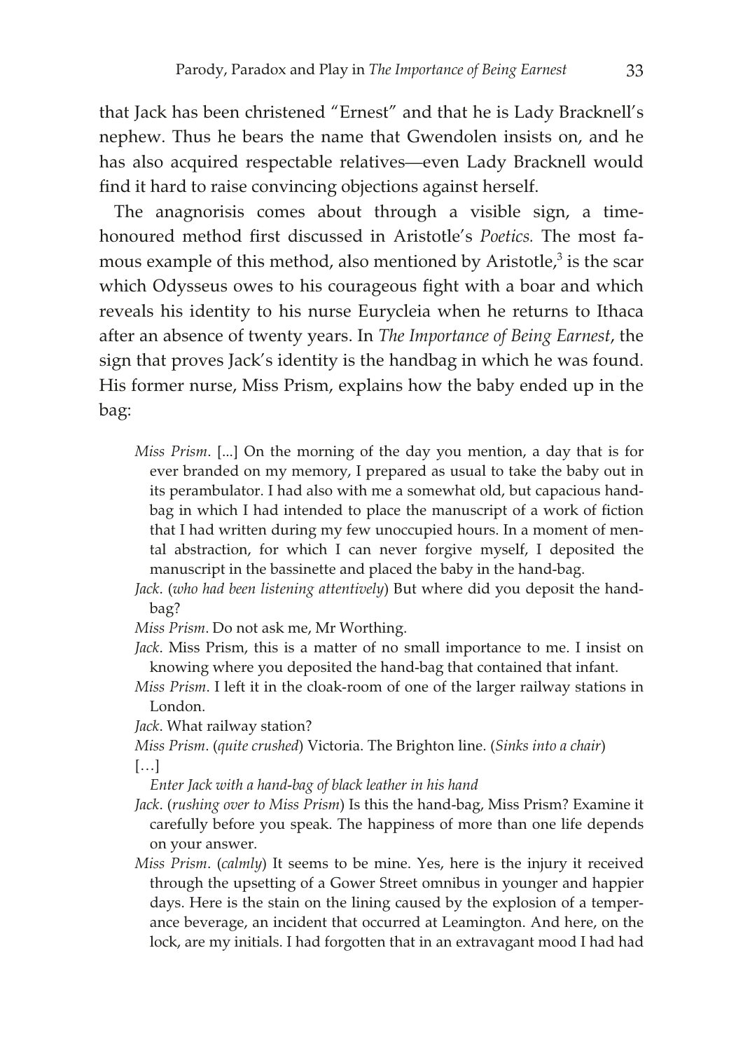that Jack has been christened "Ernest" and that he is Lady Bracknell's nephew. Thus he bears the name that Gwendolen insists on, and he has also acquired respectable relatives—even Lady Bracknell would find it hard to raise convincing objections against herself.

The anagnorisis comes about through a visible sign, a time-honoured method first discussed in Aristotle's *Poetics.* The most famous example of this method, also mentioned by Aristotle,[3] is the scar which Odysseus owes to his courageous fight with a boar and which reveals his identity to his nurse Eurycleia when he returns to Ithaca after an absence of twenty years. In *The Importance of Being Earnest*, the sign that proves Jack's identity is the handbag in which he was found. His former nurse, Miss Prism, explains how the baby ended up in the bag:

> *Miss Prism*. [...] On the morning of the day you mention, a day that is for ever branded on my memory, I prepared as usual to take the baby out in its perambulator. I had also with me a somewhat old, but capacious hand-bag in which I had intended to place the manuscript of a work of fiction that I had written during my few unoccupied hours. In a moment of mental abstraction, for which I can never forgive myself, I deposited the manuscript in the bassinette and placed the baby in the hand-bag.
>
> *Jack*. (*who had been listening attentively*) But where did you deposit the hand-bag?
>
> *Miss Prism*. Do not ask me, Mr Worthing.
>
> *Jack*. Miss Prism, this is a matter of no small importance to me. I insist on knowing where you deposited the hand-bag that contained that infant.
>
> *Miss Prism*. I left it in the cloak-room of one of the larger railway stations in London.
>
> *Jack*. What railway station?
>
> *Miss Prism*. (*quite crushed*) Victoria. The Brighton line. (*Sinks into a chair*)
>
> […]
>
> *Enter Jack with a hand-bag of black leather in his hand*
>
> *Jack*. (*rushing over to Miss Prism*) Is this the hand-bag, Miss Prism? Examine it carefully before you speak. The happiness of more than one life depends on your answer.
>
> *Miss Prism*. (*calmly*) It seems to be mine. Yes, here is the injury it received through the upsetting of a Gower Street omnibus in younger and happier days. Here is the stain on the lining caused by the explosion of a temperance beverage, an incident that occurred at Leamington. And here, on the lock, are my initials. I had forgotten that in an extravagant mood I had had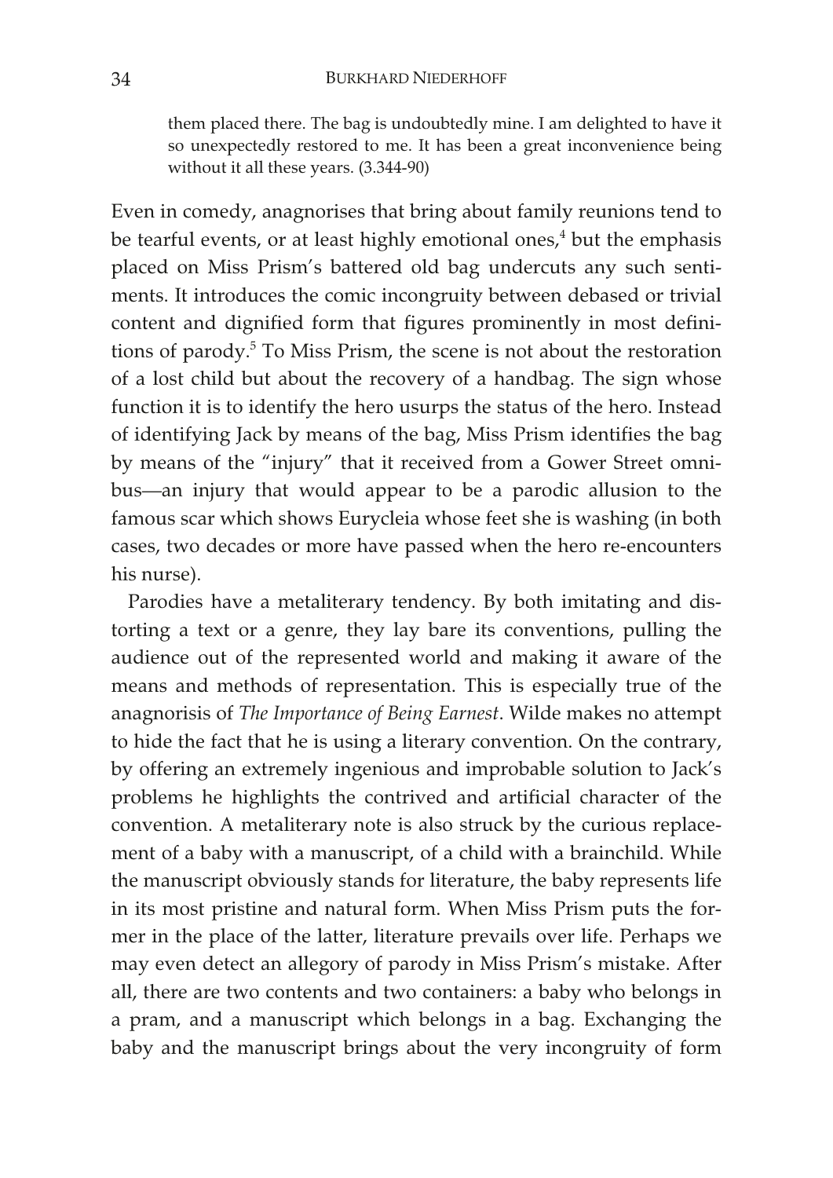> them placed there. The bag is undoubtedly mine. I am delighted to have it so unexpectedly restored to me. It has been a great inconvenience being without it all these years. (3.344-90)

Even in comedy, anagnorises that bring about family reunions tend to be tearful events, or at least highly emotional ones,[4] but the emphasis placed on Miss Prism's battered old bag undercuts any such sentiments. It introduces the comic incongruity between debased or trivial content and dignified form that figures prominently in most definitions of parody.[5] To Miss Prism, the scene is not about the restoration of a lost child but about the recovery of a handbag. The sign whose function it is to identify the hero usurps the status of the hero. Instead of identifying Jack by means of the bag, Miss Prism identifies the bag by means of the "injury" that it received from a Gower Street omnibus—an injury that would appear to be a parodic allusion to the famous scar which shows Eurycleia whose feet she is washing (in both cases, two decades or more have passed when the hero re-encounters his nurse).

Parodies have a metaliterary tendency. By both imitating and distorting a text or a genre, they lay bare its conventions, pulling the audience out of the represented world and making it aware of the means and methods of representation. This is especially true of the anagnorisis of *The Importance of Being Earnest*. Wilde makes no attempt to hide the fact that he is using a literary convention. On the contrary, by offering an extremely ingenious and improbable solution to Jack's problems he highlights the contrived and artificial character of the convention. A metaliterary note is also struck by the curious replacement of a baby with a manuscript, of a child with a brainchild. While the manuscript obviously stands for literature, the baby represents life in its most pristine and natural form. When Miss Prism puts the former in the place of the latter, literature prevails over life. Perhaps we may even detect an allegory of parody in Miss Prism's mistake. After all, there are two contents and two containers: a baby who belongs in a pram, and a manuscript which belongs in a bag. Exchanging the baby and the manuscript brings about the very incongruity of form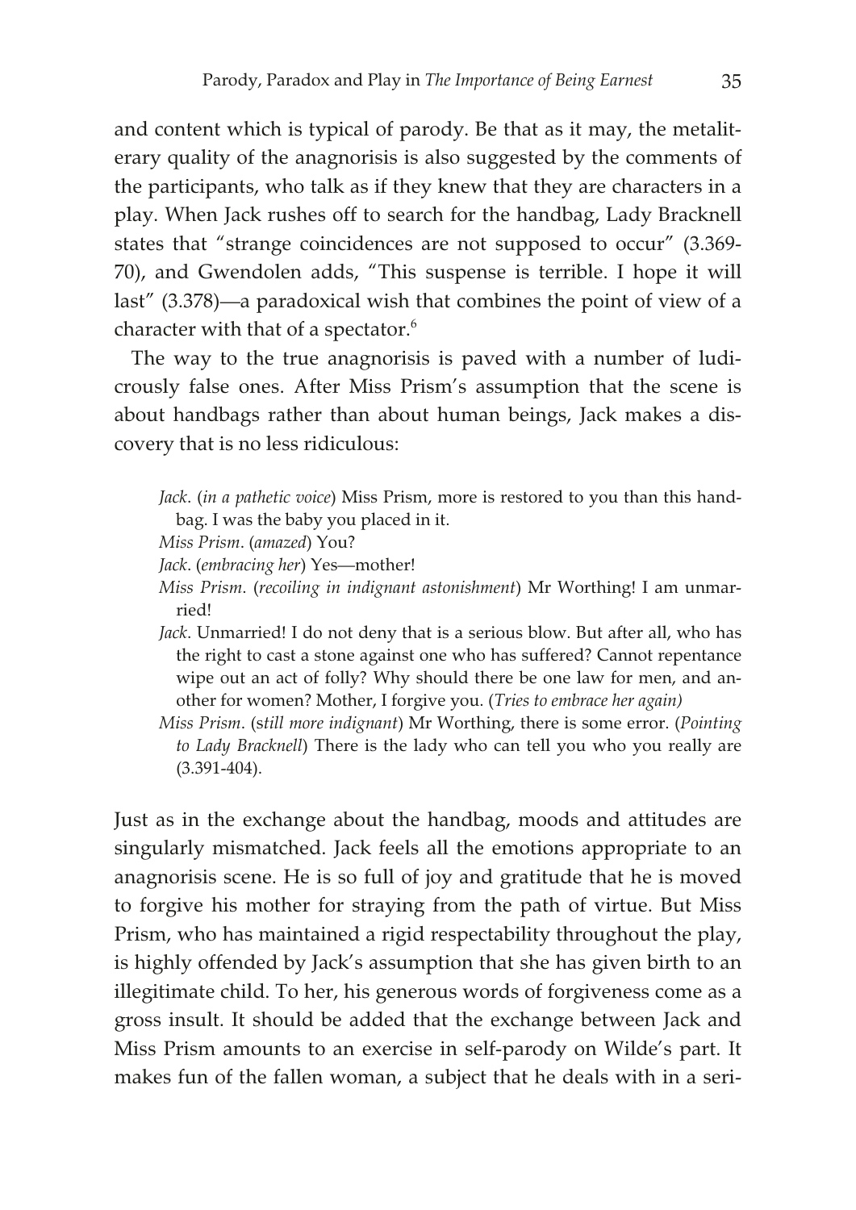and content which is typical of parody. Be that as it may, the metaliterary quality of the anagnorisis is also suggested by the comments of the participants, who talk as if they knew that they are characters in a play. When Jack rushes off to search for the handbag, Lady Bracknell states that "strange coincidences are not supposed to occur" (3.369-70), and Gwendolen adds, "This suspense is terrible. I hope it will last" (3.378)—a paradoxical wish that combines the point of view of a character with that of a spectator.[6]

The way to the true anagnorisis is paved with a number of ludicrously false ones. After Miss Prism's assumption that the scene is about handbags rather than about human beings, Jack makes a discovery that is no less ridiculous:

> *Jack*. (*in a pathetic voice*) Miss Prism, more is restored to you than this handbag. I was the baby you placed in it.
>
> *Miss Prism*. (*amazed*) You?
>
> *Jack*. (*embracing her*) Yes—mother!
>
> *Miss Prism*. (*recoiling in indignant astonishment*) Mr Worthing! I am unmarried!
>
> *Jack*. Unmarried! I do not deny that is a serious blow. But after all, who has the right to cast a stone against one who has suffered? Cannot repentance wipe out an act of folly? Why should there be one law for men, and another for women? Mother, I forgive you. (*Tries to embrace her again)*
>
> *Miss Prism*. (*still more indignant*) Mr Worthing, there is some error. (*Pointing to Lady Bracknell*) There is the lady who can tell you who you really are (3.391-404).

Just as in the exchange about the handbag, moods and attitudes are singularly mismatched. Jack feels all the emotions appropriate to an anagnorisis scene. He is so full of joy and gratitude that he is moved to forgive his mother for straying from the path of virtue. But Miss Prism, who has maintained a rigid respectability throughout the play, is highly offended by Jack's assumption that she has given birth to an illegitimate child. To her, his generous words of forgiveness come as a gross insult. It should be added that the exchange between Jack and Miss Prism amounts to an exercise in self-parody on Wilde's part. It makes fun of the fallen woman, a subject that he deals with in a seri-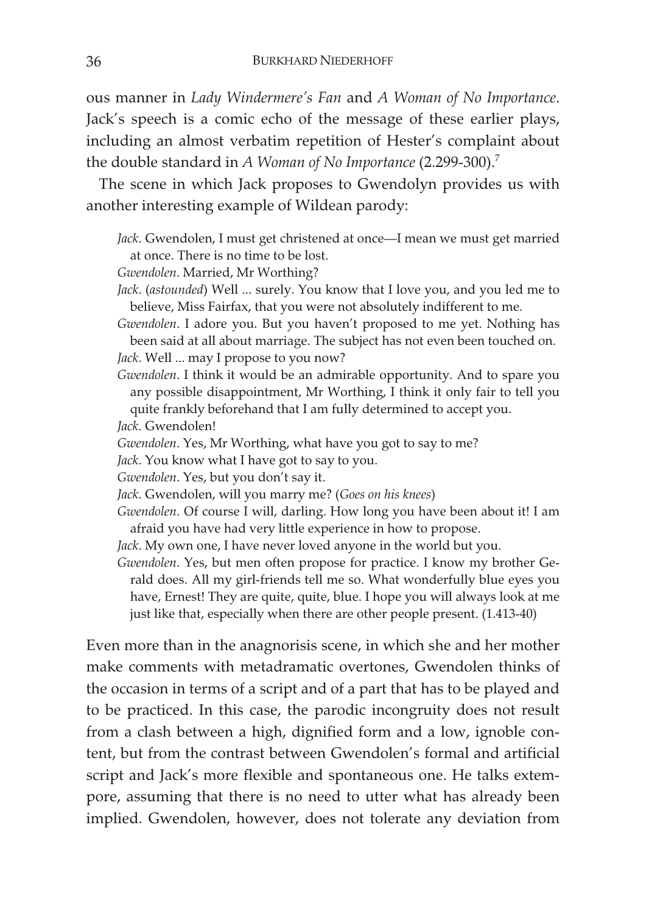ous manner in *Lady Windermere's Fan* and *A Woman of No Importance*. Jack's speech is a comic echo of the message of these earlier plays, including an almost verbatim repetition of Hester's complaint about the double standard in *A Woman of No Importance* (2.299-300).[7]

The scene in which Jack proposes to Gwendolyn provides us with another interesting example of Wildean parody:

> *Jack*. Gwendolen, I must get christened at once—I mean we must get married at once. There is no time to be lost.
>
> *Gwendolen*. Married, Mr Worthing?
>
> *Jack*. (*astounded*) Well ... surely. You know that I love you, and you led me to believe, Miss Fairfax, that you were not absolutely indifferent to me.
>
> *Gwendolen*. I adore you. But you haven't proposed to me yet. Nothing has been said at all about marriage. The subject has not even been touched on.
>
> *Jack*. Well ... may I propose to you now?
>
> *Gwendolen*. I think it would be an admirable opportunity. And to spare you any possible disappointment, Mr Worthing, I think it only fair to tell you quite frankly beforehand that I am fully determined to accept you.
>
> *Jack*. Gwendolen!
>
> *Gwendolen*. Yes, Mr Worthing, what have you got to say to me?
>
> *Jack*. You know what I have got to say to you.
>
> *Gwendolen*. Yes, but you don't say it.
>
> *Jack*. Gwendolen, will you marry me? (*Goes on his knees*)
>
> *Gwendolen*. Of course I will, darling. How long you have been about it! I am afraid you have had very little experience in how to propose.
>
> *Jack*. My own one, I have never loved anyone in the world but you.
>
> *Gwendolen*. Yes, but men often propose for practice. I know my brother Gerald does. All my girl-friends tell me so. What wonderfully blue eyes you have, Ernest! They are quite, quite, blue. I hope you will always look at me just like that, especially when there are other people present. (1.413-40)

Even more than in the anagnorisis scene, in which she and her mother make comments with metadramatic overtones, Gwendolen thinks of the occasion in terms of a script and of a part that has to be played and to be practiced. In this case, the parodic incongruity does not result from a clash between a high, dignified form and a low, ignoble content, but from the contrast between Gwendolen's formal and artificial script and Jack's more flexible and spontaneous one. He talks extempore, assuming that there is no need to utter what has already been implied. Gwendolen, however, does not tolerate any deviation from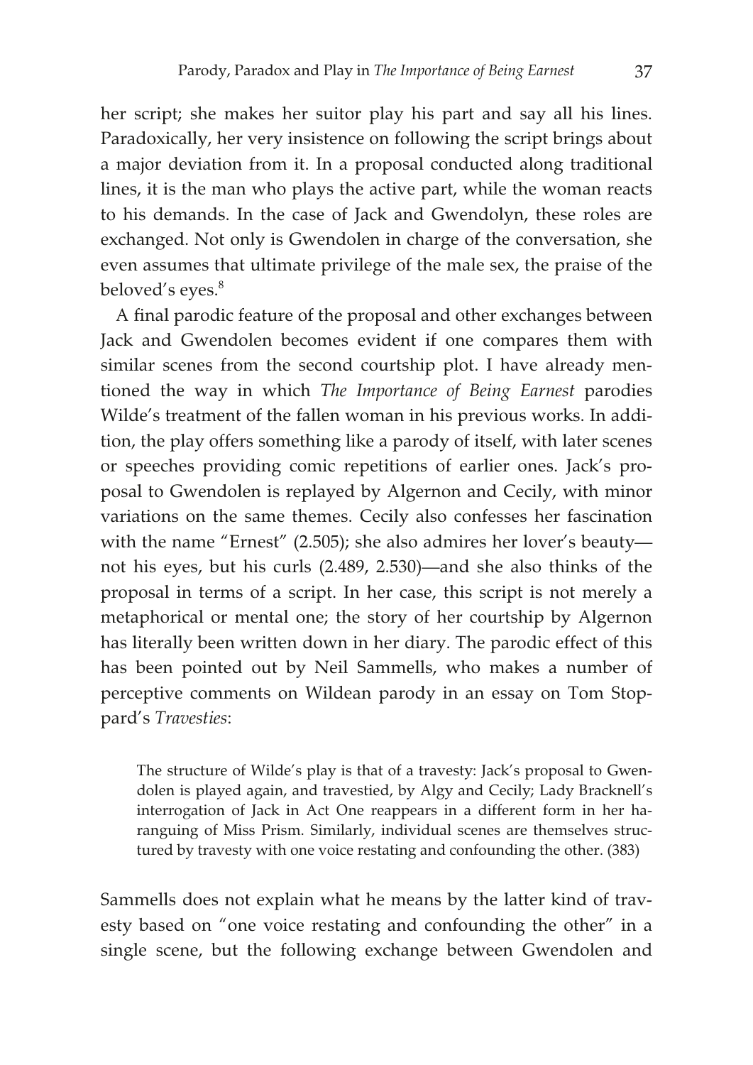her script; she makes her suitor play his part and say all his lines. Paradoxically, her very insistence on following the script brings about a major deviation from it. In a proposal conducted along traditional lines, it is the man who plays the active part, while the woman reacts to his demands. In the case of Jack and Gwendolyn, these roles are exchanged. Not only is Gwendolen in charge of the conversation, she even assumes that ultimate privilege of the male sex, the praise of the beloved's eyes.[8]

A final parodic feature of the proposal and other exchanges between Jack and Gwendolen becomes evident if one compares them with similar scenes from the second courtship plot. I have already mentioned the way in which *The Importance of Being Earnest* parodies Wilde's treatment of the fallen woman in his previous works. In addition, the play offers something like a parody of itself, with later scenes or speeches providing comic repetitions of earlier ones. Jack's proposal to Gwendolen is replayed by Algernon and Cecily, with minor variations on the same themes. Cecily also confesses her fascination with the name "Ernest" (2.505); she also admires her lover's beauty—not his eyes, but his curls (2.489, 2.530)—and she also thinks of the proposal in terms of a script. In her case, this script is not merely a metaphorical or mental one; the story of her courtship by Algernon has literally been written down in her diary. The parodic effect of this has been pointed out by Neil Sammells, who makes a number of perceptive comments on Wildean parody in an essay on Tom Stoppard's *Travesties*:

> The structure of Wilde's play is that of a travesty: Jack's proposal to Gwendolen is played again, and travestied, by Algy and Cecily; Lady Bracknell's interrogation of Jack in Act One reappears in a different form in her haranguing of Miss Prism. Similarly, individual scenes are themselves structured by travesty with one voice restating and confounding the other. (383)

Sammells does not explain what he means by the latter kind of travesty based on "one voice restating and confounding the other" in a single scene, but the following exchange between Gwendolen and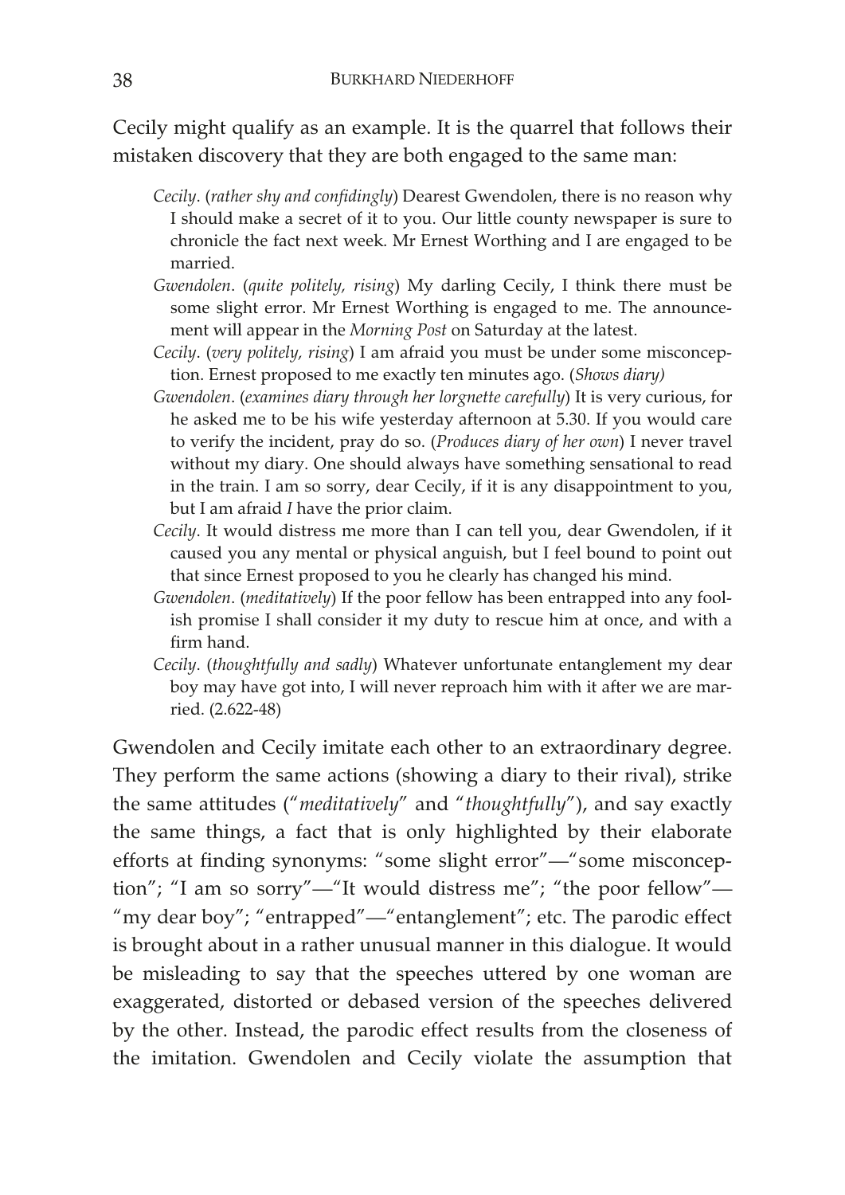Cecily might qualify as an example. It is the quarrel that follows their mistaken discovery that they are both engaged to the same man:

> *Cecily*. (*rather shy and confidingly*) Dearest Gwendolen, there is no reason why I should make a secret of it to you. Our little county newspaper is sure to chronicle the fact next week. Mr Ernest Worthing and I are engaged to be married.
>
> *Gwendolen*. (*quite politely, rising*) My darling Cecily, I think there must be some slight error. Mr Ernest Worthing is engaged to me. The announcement will appear in the *Morning Post* on Saturday at the latest.
>
> *Cecily*. (*very politely, rising*) I am afraid you must be under some misconception. Ernest proposed to me exactly ten minutes ago. (*Shows diary)*
>
> *Gwendolen*. (*examines diary through her lorgnette carefully*) It is very curious, for he asked me to be his wife yesterday afternoon at 5.30. If you would care to verify the incident, pray do so. (*Produces diary of her own*) I never travel without my diary. One should always have something sensational to read in the train. I am so sorry, dear Cecily, if it is any disappointment to you, but I am afraid *I* have the prior claim.
>
> *Cecily*. It would distress me more than I can tell you, dear Gwendolen, if it caused you any mental or physical anguish, but I feel bound to point out that since Ernest proposed to you he clearly has changed his mind.
>
> *Gwendolen*. (*meditatively*) If the poor fellow has been entrapped into any foolish promise I shall consider it my duty to rescue him at once, and with a firm hand.
>
> *Cecily*. (*thoughtfully and sadly*) Whatever unfortunate entanglement my dear boy may have got into, I will never reproach him with it after we are married. (2.622-48)

Gwendolen and Cecily imitate each other to an extraordinary degree. They perform the same actions (showing a diary to their rival), strike the same attitudes ("*meditatively*" and "*thoughtfully*"), and say exactly the same things, a fact that is only highlighted by their elaborate efforts at finding synonyms: "some slight error"—"some misconception"; "I am so sorry"—"It would distress me"; "the poor fellow"—"my dear boy"; "entrapped"—"entanglement"; etc. The parodic effect is brought about in a rather unusual manner in this dialogue. It would be misleading to say that the speeches uttered by one woman are exaggerated, distorted or debased version of the speeches delivered by the other. Instead, the parodic effect results from the closeness of the imitation. Gwendolen and Cecily violate the assumption that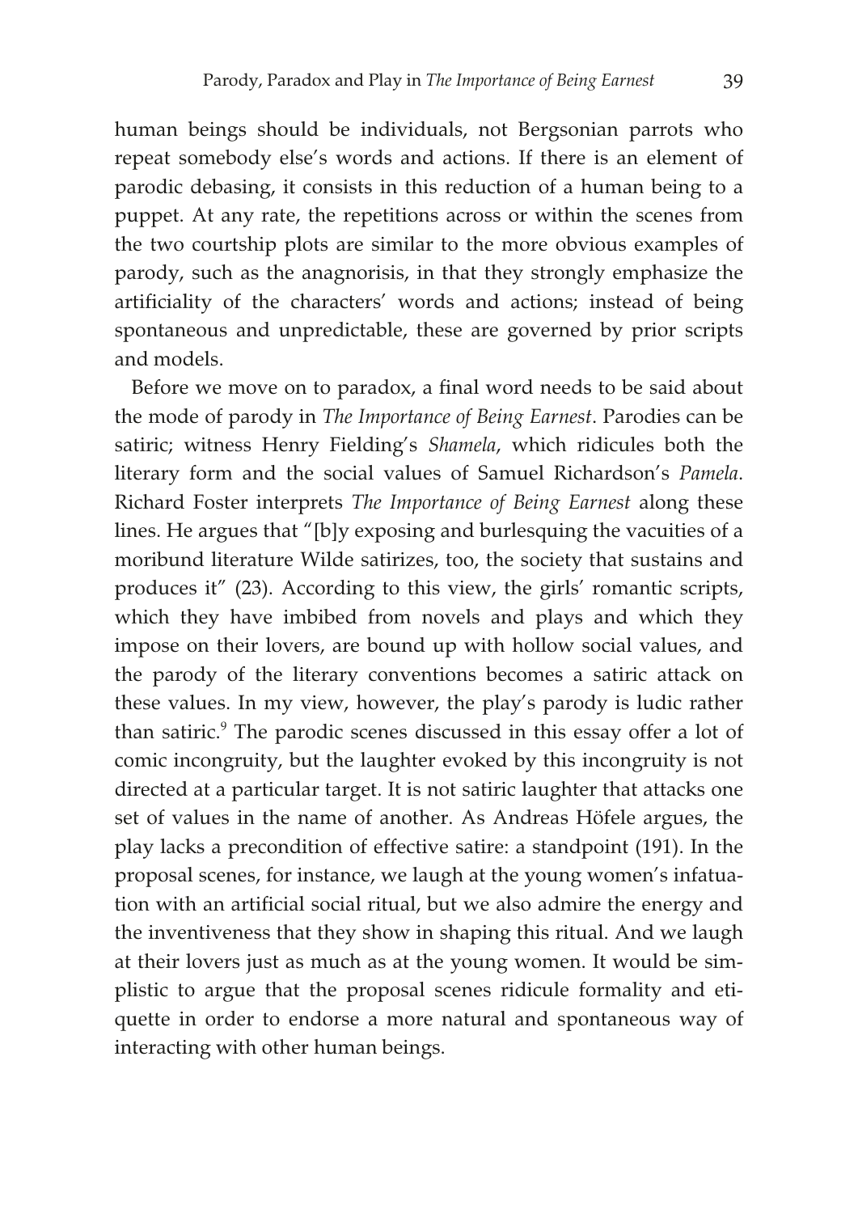human beings should be individuals, not Bergsonian parrots who repeat somebody else's words and actions. If there is an element of parodic debasing, it consists in this reduction of a human being to a puppet. At any rate, the repetitions across or within the scenes from the two courtship plots are similar to the more obvious examples of parody, such as the anagnorisis, in that they strongly emphasize the artificiality of the characters' words and actions; instead of being spontaneous and unpredictable, these are governed by prior scripts and models.

Before we move on to paradox, a final word needs to be said about the mode of parody in *The Importance of Being Earnest*. Parodies can be satiric; witness Henry Fielding's *Shamela*, which ridicules both the literary form and the social values of Samuel Richardson's *Pamela*. Richard Foster interprets *The Importance of Being Earnest* along these lines. He argues that "[b]y exposing and burlesquing the vacuities of a moribund literature Wilde satirizes, too, the society that sustains and produces it" (23). According to this view, the girls' romantic scripts, which they have imbibed from novels and plays and which they impose on their lovers, are bound up with hollow social values, and the parody of the literary conventions becomes a satiric attack on these values. In my view, however, the play's parody is ludic rather than satiric.[9] The parodic scenes discussed in this essay offer a lot of comic incongruity, but the laughter evoked by this incongruity is not directed at a particular target. It is not satiric laughter that attacks one set of values in the name of another. As Andreas Höfele argues, the play lacks a precondition of effective satire: a standpoint (191). In the proposal scenes, for instance, we laugh at the young women's infatuation with an artificial social ritual, but we also admire the energy and the inventiveness that they show in shaping this ritual. And we laugh at their lovers just as much as at the young women. It would be simplistic to argue that the proposal scenes ridicule formality and etiquette in order to endorse a more natural and spontaneous way of interacting with other human beings.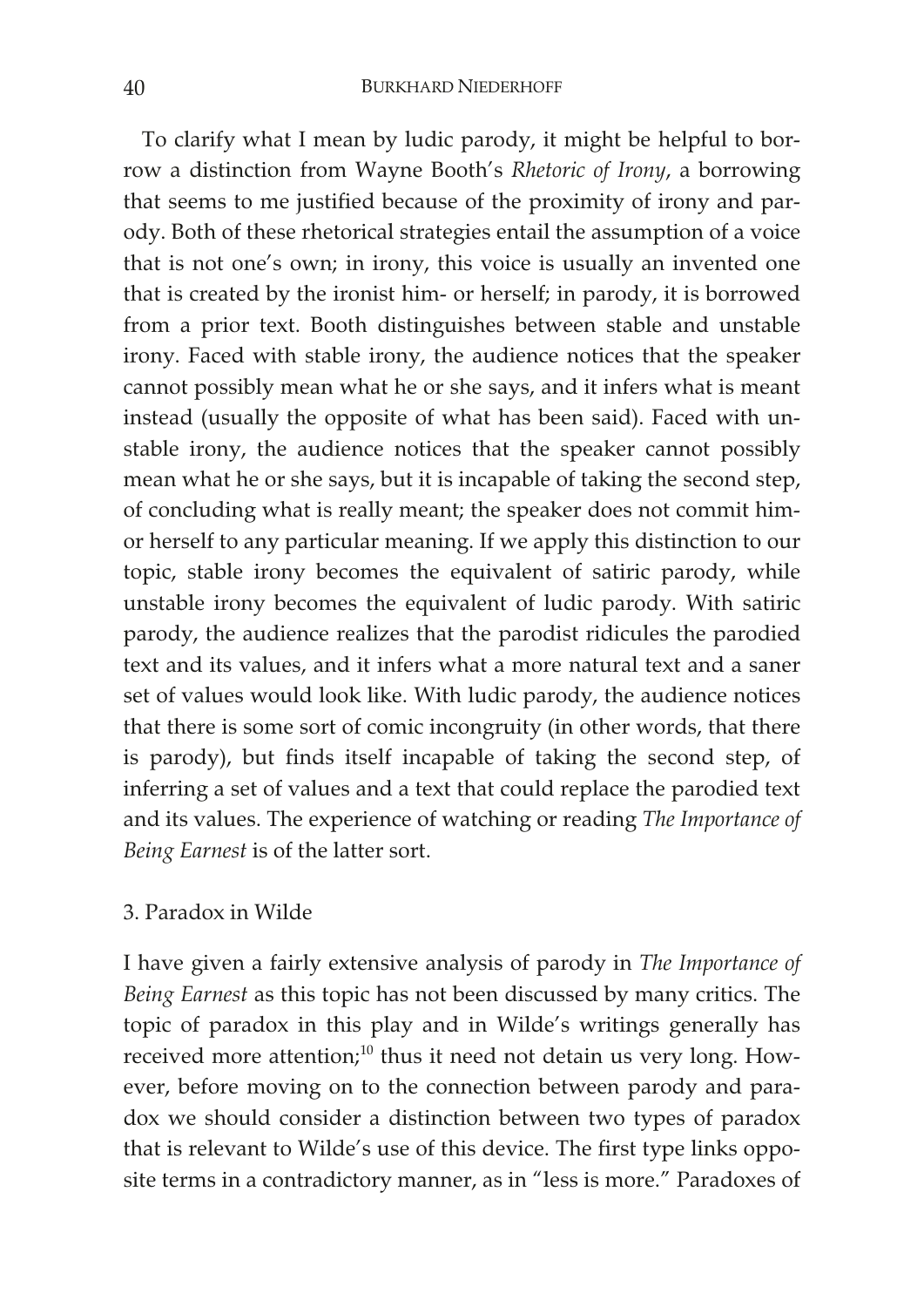To clarify what I mean by ludic parody, it might be helpful to borrow a distinction from Wayne Booth's *Rhetoric of Irony*, a borrowing that seems to me justified because of the proximity of irony and parody. Both of these rhetorical strategies entail the assumption of a voice that is not one's own; in irony, this voice is usually an invented one that is created by the ironist him- or herself; in parody, it is borrowed from a prior text. Booth distinguishes between stable and unstable irony. Faced with stable irony, the audience notices that the speaker cannot possibly mean what he or she says, and it infers what is meant instead (usually the opposite of what has been said). Faced with unstable irony, the audience notices that the speaker cannot possibly mean what he or she says, but it is incapable of taking the second step, of concluding what is really meant; the speaker does not commit him- or herself to any particular meaning. If we apply this distinction to our topic, stable irony becomes the equivalent of satiric parody, while unstable irony becomes the equivalent of ludic parody. With satiric parody, the audience realizes that the parodist ridicules the parodied text and its values, and it infers what a more natural text and a saner set of values would look like. With ludic parody, the audience notices that there is some sort of comic incongruity (in other words, that there is parody), but finds itself incapable of taking the second step, of inferring a set of values and a text that could replace the parodied text and its values. The experience of watching or reading *The Importance of Being Earnest* is of the latter sort.

## 3. Paradox in Wilde

I have given a fairly extensive analysis of parody in *The Importance of Being Earnest* as this topic has not been discussed by many critics. The topic of paradox in this play and in Wilde's writings generally has received more attention;[10] thus it need not detain us very long. However, before moving on to the connection between parody and paradox we should consider a distinction between two types of paradox that is relevant to Wilde's use of this device. The first type links opposite terms in a contradictory manner, as in "less is more." Paradoxes of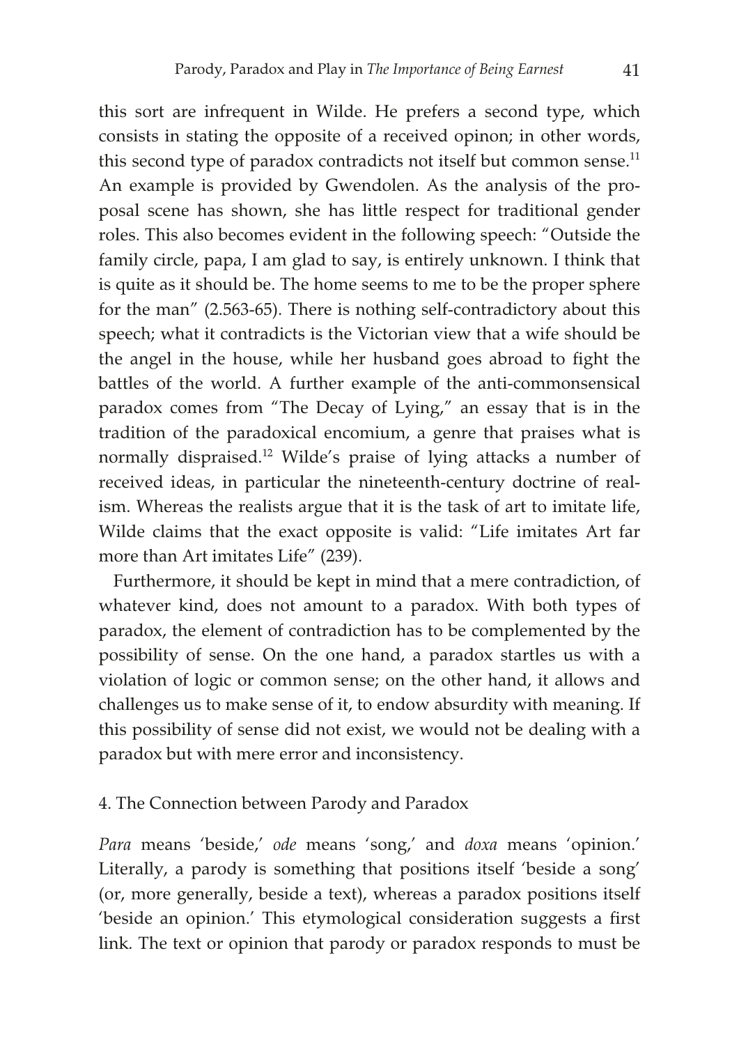this sort are infrequent in Wilde. He prefers a second type, which consists in stating the opposite of a received opinon; in other words, this second type of paradox contradicts not itself but common sense.[11] An example is provided by Gwendolen. As the analysis of the proposal scene has shown, she has little respect for traditional gender roles. This also becomes evident in the following speech: "Outside the family circle, papa, I am glad to say, is entirely unknown. I think that is quite as it should be. The home seems to me to be the proper sphere for the man" (2.563-65). There is nothing self-contradictory about this speech; what it contradicts is the Victorian view that a wife should be the angel in the house, while her husband goes abroad to fight the battles of the world. A further example of the anti-commonsensical paradox comes from "The Decay of Lying," an essay that is in the tradition of the paradoxical encomium, a genre that praises what is normally dispraised.[12] Wilde's praise of lying attacks a number of received ideas, in particular the nineteenth-century doctrine of realism. Whereas the realists argue that it is the task of art to imitate life, Wilde claims that the exact opposite is valid: "Life imitates Art far more than Art imitates Life" (239).

Furthermore, it should be kept in mind that a mere contradiction, of whatever kind, does not amount to a paradox. With both types of paradox, the element of contradiction has to be complemented by the possibility of sense. On the one hand, a paradox startles us with a violation of logic or common sense; on the other hand, it allows and challenges us to make sense of it, to endow absurdity with meaning. If this possibility of sense did not exist, we would not be dealing with a paradox but with mere error and inconsistency.

## 4. The Connection between Parody and Paradox

*Para* means 'beside,' *ode* means 'song,' and *doxa* means 'opinion.' Literally, a parody is something that positions itself 'beside a song' (or, more generally, beside a text), whereas a paradox positions itself 'beside an opinion.' This etymological consideration suggests a first link. The text or opinion that parody or paradox responds to must be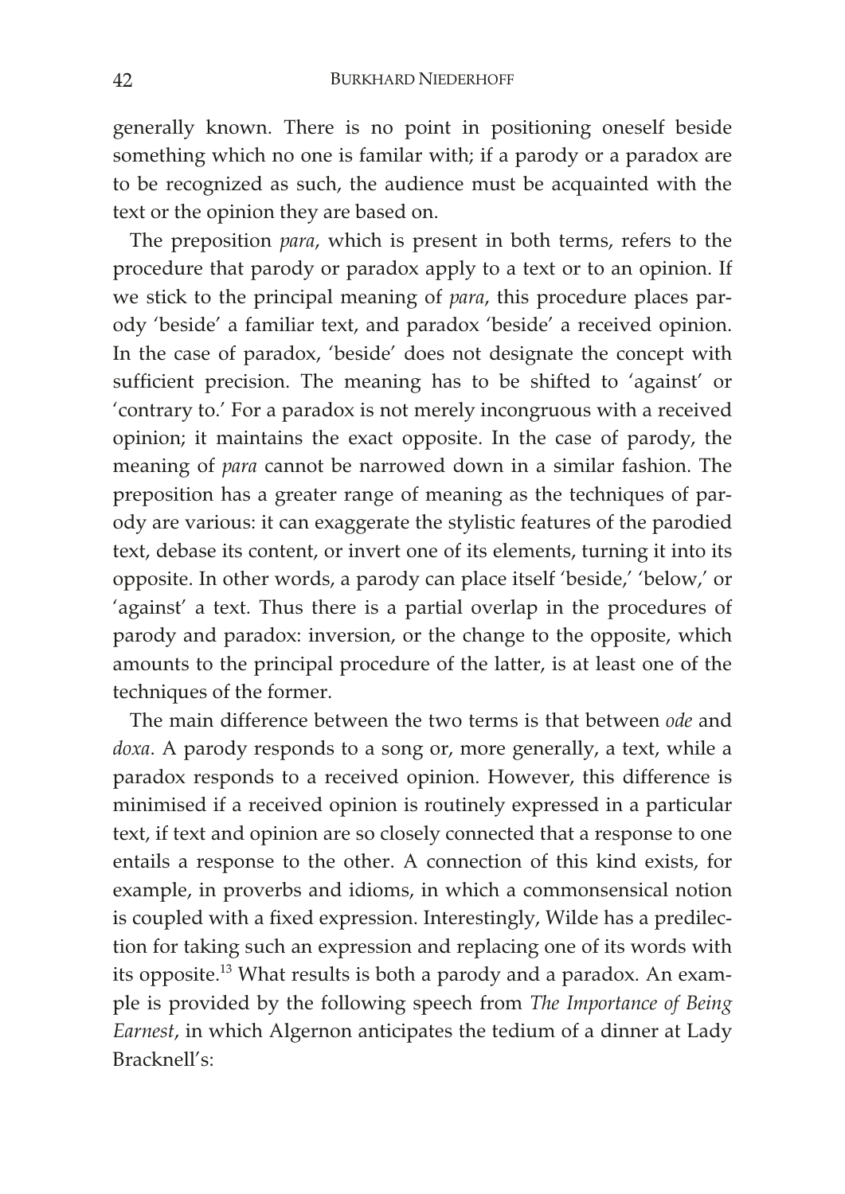generally known. There is no point in positioning oneself beside something which no one is familar with; if a parody or a paradox are to be recognized as such, the audience must be acquainted with the text or the opinion they are based on.

The preposition *para*, which is present in both terms, refers to the procedure that parody or paradox apply to a text or to an opinion. If we stick to the principal meaning of *para*, this procedure places parody 'beside' a familiar text, and paradox 'beside' a received opinion. In the case of paradox, 'beside' does not designate the concept with sufficient precision. The meaning has to be shifted to 'against' or 'contrary to.' For a paradox is not merely incongruous with a received opinion; it maintains the exact opposite. In the case of parody, the meaning of *para* cannot be narrowed down in a similar fashion. The preposition has a greater range of meaning as the techniques of parody are various: it can exaggerate the stylistic features of the parodied text, debase its content, or invert one of its elements, turning it into its opposite. In other words, a parody can place itself 'beside,' 'below,' or 'against' a text. Thus there is a partial overlap in the procedures of parody and paradox: inversion, or the change to the opposite, which amounts to the principal procedure of the latter, is at least one of the techniques of the former.

The main difference between the two terms is that between *ode* and *doxa*. A parody responds to a song or, more generally, a text, while a paradox responds to a received opinion. However, this difference is minimised if a received opinion is routinely expressed in a particular text, if text and opinion are so closely connected that a response to one entails a response to the other. A connection of this kind exists, for example, in proverbs and idioms, in which a commonsensical notion is coupled with a fixed expression. Interestingly, Wilde has a predilection for taking such an expression and replacing one of its words with its opposite.[13] What results is both a parody and a paradox. An example is provided by the following speech from *The Importance of Being Earnest*, in which Algernon anticipates the tedium of a dinner at Lady Bracknell's: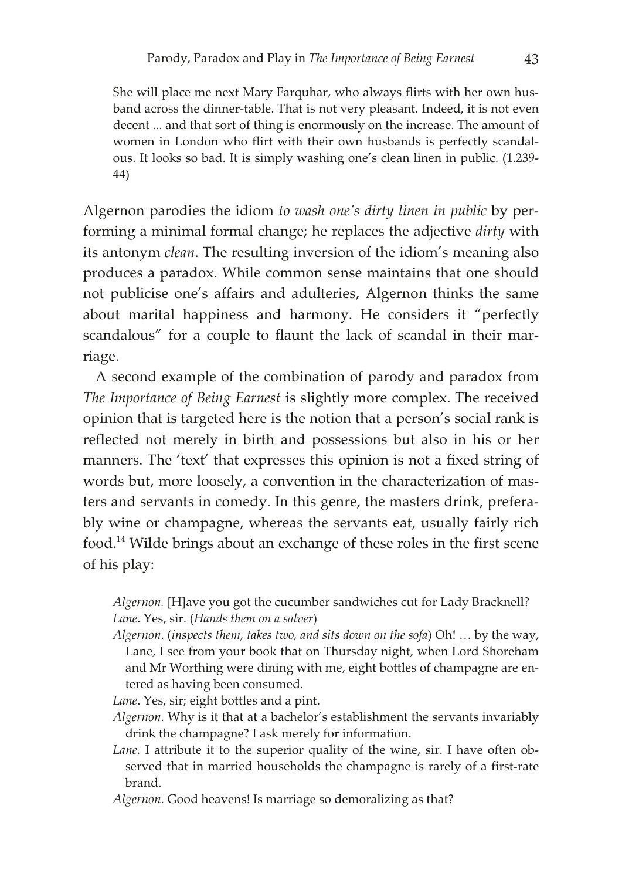> She will place me next Mary Farquhar, who always flirts with her own husband across the dinner-table. That is not very pleasant. Indeed, it is not even decent ... and that sort of thing is enormously on the increase. The amount of women in London who flirt with their own husbands is perfectly scandalous. It looks so bad. It is simply washing one's clean linen in public. (1.239-44)

Algernon parodies the idiom *to wash one's dirty linen in public* by performing a minimal formal change; he replaces the adjective *dirty* with its antonym *clean*. The resulting inversion of the idiom's meaning also produces a paradox. While common sense maintains that one should not publicise one's affairs and adulteries, Algernon thinks the same about marital happiness and harmony. He considers it "perfectly scandalous" for a couple to flaunt the lack of scandal in their marriage.

A second example of the combination of parody and paradox from *The Importance of Being Earnest* is slightly more complex. The received opinion that is targeted here is the notion that a person's social rank is reflected not merely in birth and possessions but also in his or her manners. The 'text' that expresses this opinion is not a fixed string of words but, more loosely, a convention in the characterization of masters and servants in comedy. In this genre, the masters drink, preferably wine or champagne, whereas the servants eat, usually fairly rich food.[14] Wilde brings about an exchange of these roles in the first scene of his play:

> *Algernon.* [H]ave you got the cucumber sandwiches cut for Lady Bracknell?
> *Lane*. Yes, sir. (*Hands them on a salver*)
> *Algernon*. (*inspects them, takes two, and sits down on the sofa*) Oh! … by the way, Lane, I see from your book that on Thursday night, when Lord Shoreham and Mr Worthing were dining with me, eight bottles of champagne are entered as having been consumed.
> *Lane*. Yes, sir; eight bottles and a pint.
> *Algernon*. Why is it that at a bachelor's establishment the servants invariably drink the champagne? I ask merely for information.
> *Lane.* I attribute it to the superior quality of the wine, sir. I have often observed that in married households the champagne is rarely of a first-rate brand.
> *Algernon*. Good heavens! Is marriage so demoralizing as that?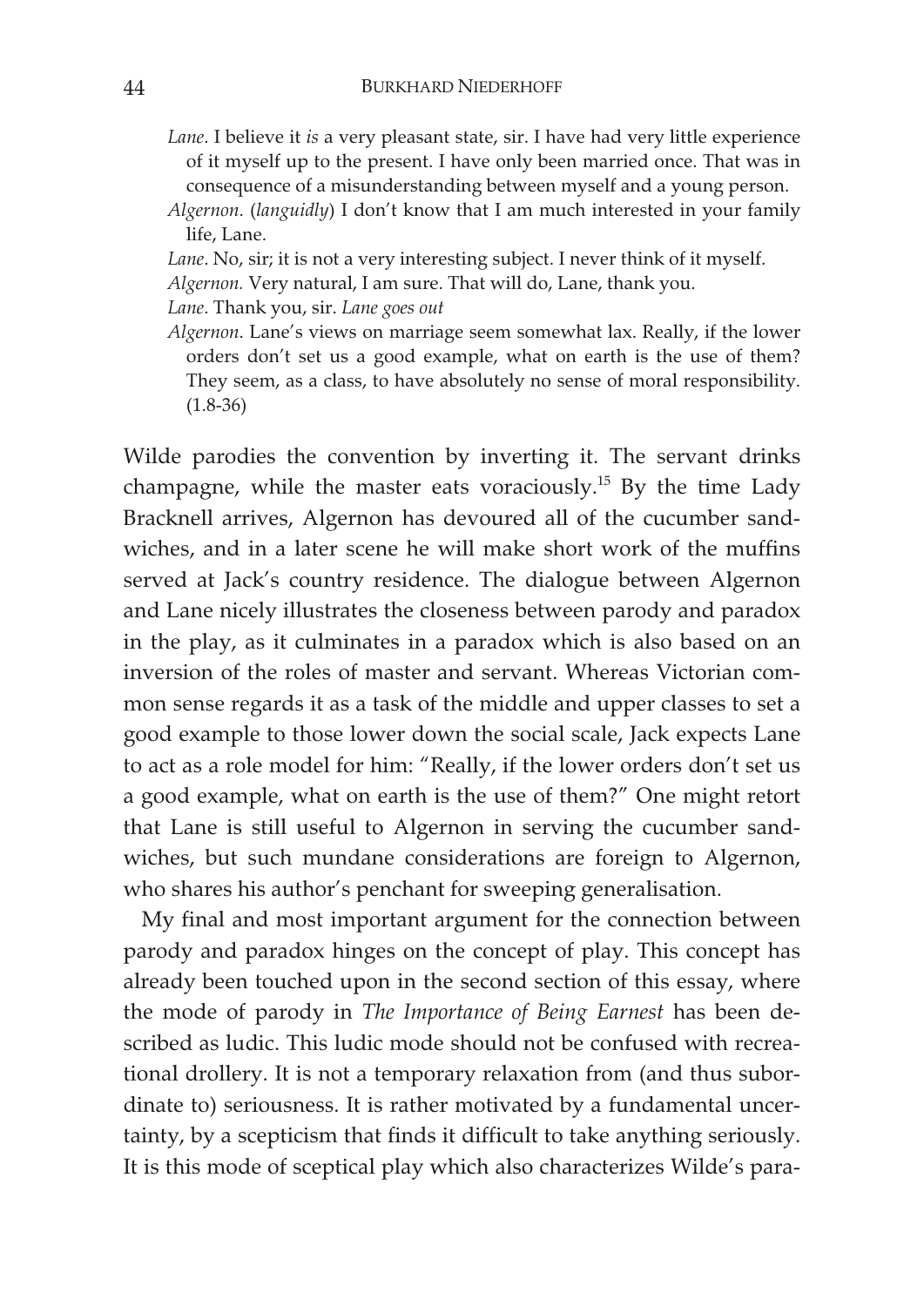*Lane*. I believe it *is* a very pleasant state, sir. I have had very little experience of it myself up to the present. I have only been married once. That was in consequence of a misunderstanding between myself and a young person.

*Algernon*. (*languidly*) I don't know that I am much interested in your family life, Lane.

*Lane*. No, sir; it is not a very interesting subject. I never think of it myself.

*Algernon.* Very natural, I am sure. That will do, Lane, thank you.

*Lane*. Thank you, sir. *Lane goes out*

*Algernon*. Lane's views on marriage seem somewhat lax. Really, if the lower orders don't set us a good example, what on earth is the use of them? They seem, as a class, to have absolutely no sense of moral responsibility. (1.8-36)

Wilde parodies the convention by inverting it. The servant drinks champagne, while the master eats voraciously.[15] By the time Lady Bracknell arrives, Algernon has devoured all of the cucumber sandwiches, and in a later scene he will make short work of the muffins served at Jack's country residence. The dialogue between Algernon and Lane nicely illustrates the closeness between parody and paradox in the play, as it culminates in a paradox which is also based on an inversion of the roles of master and servant. Whereas Victorian common sense regards it as a task of the middle and upper classes to set a good example to those lower down the social scale, Jack expects Lane to act as a role model for him: "Really, if the lower orders don't set us a good example, what on earth is the use of them?" One might retort that Lane is still useful to Algernon in serving the cucumber sandwiches, but such mundane considerations are foreign to Algernon, who shares his author's penchant for sweeping generalisation.

My final and most important argument for the connection between parody and paradox hinges on the concept of play. This concept has already been touched upon in the second section of this essay, where the mode of parody in *The Importance of Being Earnest* has been described as ludic. This ludic mode should not be confused with recreational drollery. It is not a temporary relaxation from (and thus subordinate to) seriousness. It is rather motivated by a fundamental uncertainty, by a scepticism that finds it difficult to take anything seriously. It is this mode of sceptical play which also characterizes Wilde's para-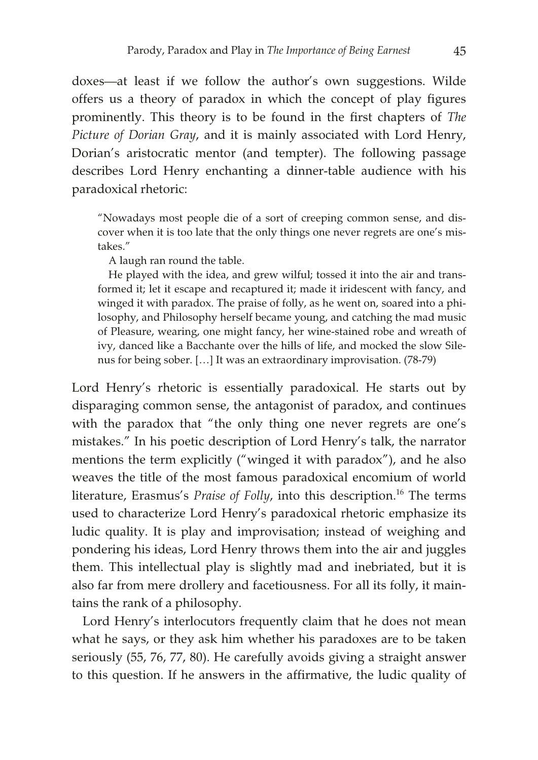doxes—at least if we follow the author's own suggestions. Wilde offers us a theory of paradox in which the concept of play figures prominently. This theory is to be found in the first chapters of *The Picture of Dorian Gray*, and it is mainly associated with Lord Henry, Dorian's aristocratic mentor (and tempter). The following passage describes Lord Henry enchanting a dinner-table audience with his paradoxical rhetoric:

> "Nowadays most people die of a sort of creeping common sense, and discover when it is too late that the only things one never regrets are one's mistakes."
>
> A laugh ran round the table.
>
> He played with the idea, and grew wilful; tossed it into the air and transformed it; let it escape and recaptured it; made it iridescent with fancy, and winged it with paradox. The praise of folly, as he went on, soared into a philosophy, and Philosophy herself became young, and catching the mad music of Pleasure, wearing, one might fancy, her wine-stained robe and wreath of ivy, danced like a Bacchante over the hills of life, and mocked the slow Silenus for being sober. […] It was an extraordinary improvisation. (78-79)

Lord Henry's rhetoric is essentially paradoxical. He starts out by disparaging common sense, the antagonist of paradox, and continues with the paradox that "the only thing one never regrets are one's mistakes." In his poetic description of Lord Henry's talk, the narrator mentions the term explicitly ("winged it with paradox"), and he also weaves the title of the most famous paradoxical encomium of world literature, Erasmus's *Praise of Folly*, into this description.[16] The terms used to characterize Lord Henry's paradoxical rhetoric emphasize its ludic quality. It is play and improvisation; instead of weighing and pondering his ideas, Lord Henry throws them into the air and juggles them. This intellectual play is slightly mad and inebriated, but it is also far from mere drollery and facetiousness. For all its folly, it maintains the rank of a philosophy.

Lord Henry's interlocutors frequently claim that he does not mean what he says, or they ask him whether his paradoxes are to be taken seriously (55, 76, 77, 80). He carefully avoids giving a straight answer to this question. If he answers in the affirmative, the ludic quality of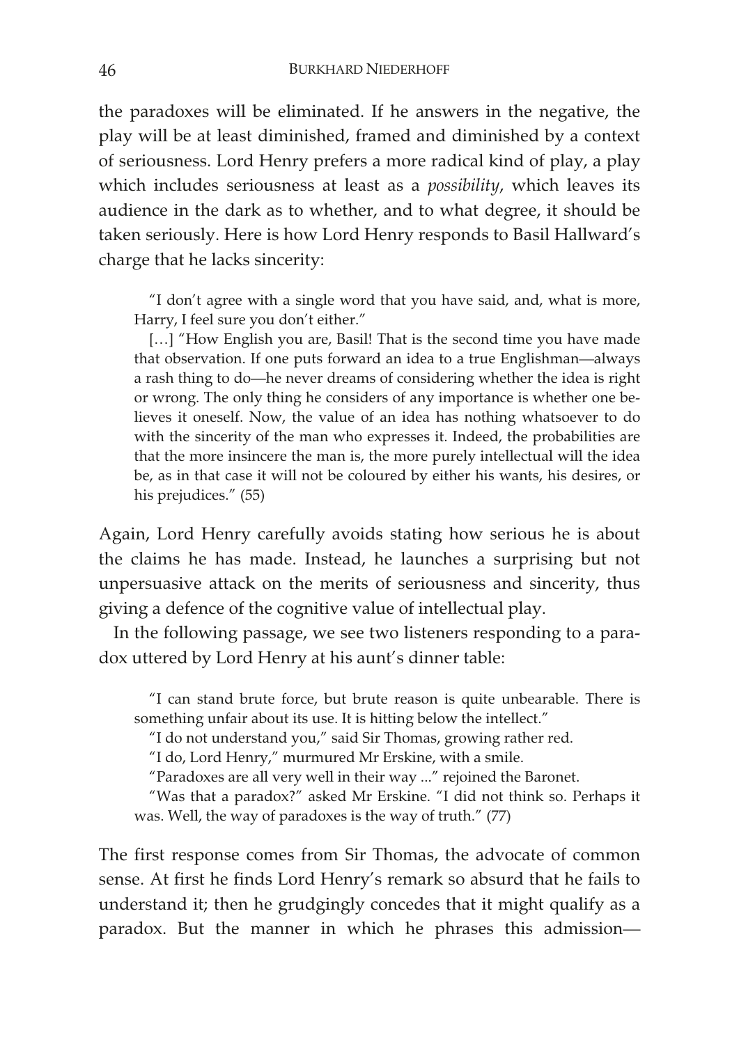the paradoxes will be eliminated. If he answers in the negative, the play will be at least diminished, framed and diminished by a context of seriousness. Lord Henry prefers a more radical kind of play, a play which includes seriousness at least as a *possibility*, which leaves its audience in the dark as to whether, and to what degree, it should be taken seriously. Here is how Lord Henry responds to Basil Hallward's charge that he lacks sincerity:

> "I don't agree with a single word that you have said, and, what is more, Harry, I feel sure you don't either."
>
> […] "How English you are, Basil! That is the second time you have made that observation. If one puts forward an idea to a true Englishman—always a rash thing to do—he never dreams of considering whether the idea is right or wrong. The only thing he considers of any importance is whether one believes it oneself. Now, the value of an idea has nothing whatsoever to do with the sincerity of the man who expresses it. Indeed, the probabilities are that the more insincere the man is, the more purely intellectual will the idea be, as in that case it will not be coloured by either his wants, his desires, or his prejudices." (55)

Again, Lord Henry carefully avoids stating how serious he is about the claims he has made. Instead, he launches a surprising but not unpersuasive attack on the merits of seriousness and sincerity, thus giving a defence of the cognitive value of intellectual play.

In the following passage, we see two listeners responding to a paradox uttered by Lord Henry at his aunt's dinner table:

> "I can stand brute force, but brute reason is quite unbearable. There is something unfair about its use. It is hitting below the intellect."
>
> "I do not understand you," said Sir Thomas, growing rather red.
>
> "I do, Lord Henry," murmured Mr Erskine, with a smile.
>
> "Paradoxes are all very well in their way ..." rejoined the Baronet.
>
> "Was that a paradox?" asked Mr Erskine. "I did not think so. Perhaps it was. Well, the way of paradoxes is the way of truth." (77)

The first response comes from Sir Thomas, the advocate of common sense. At first he finds Lord Henry's remark so absurd that he fails to understand it; then he grudgingly concedes that it might qualify as a paradox. But the manner in which he phrases this admission—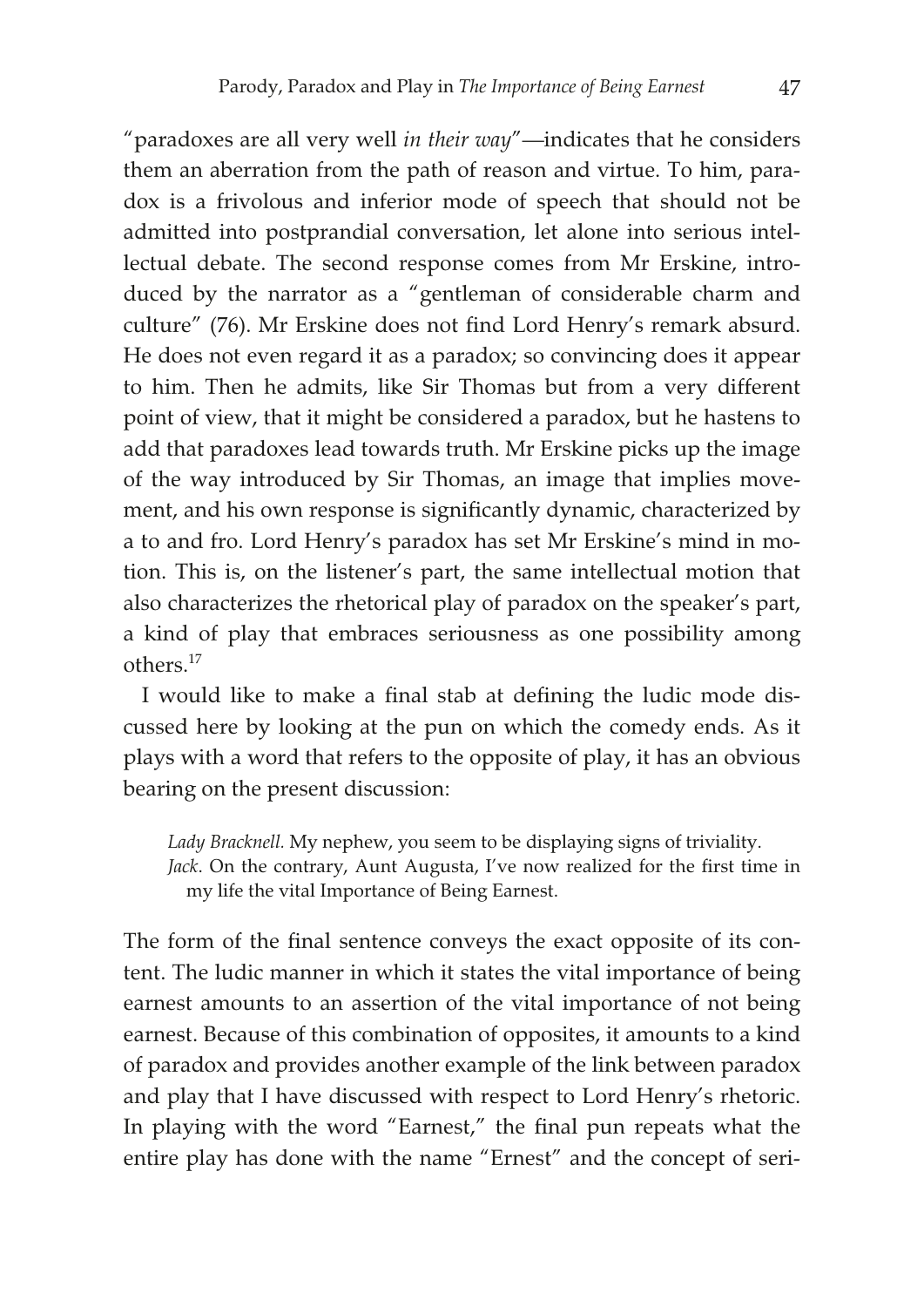"paradoxes are all very well *in their way*"—indicates that he considers them an aberration from the path of reason and virtue. To him, paradox is a frivolous and inferior mode of speech that should not be admitted into postprandial conversation, let alone into serious intellectual debate. The second response comes from Mr Erskine, introduced by the narrator as a "gentleman of considerable charm and culture" (76). Mr Erskine does not find Lord Henry's remark absurd. He does not even regard it as a paradox; so convincing does it appear to him. Then he admits, like Sir Thomas but from a very different point of view, that it might be considered a paradox, but he hastens to add that paradoxes lead towards truth. Mr Erskine picks up the image of the way introduced by Sir Thomas, an image that implies movement, and his own response is significantly dynamic, characterized by a to and fro. Lord Henry's paradox has set Mr Erskine's mind in motion. This is, on the listener's part, the same intellectual motion that also characterizes the rhetorical play of paradox on the speaker's part, a kind of play that embraces seriousness as one possibility among others.[17]

I would like to make a final stab at defining the ludic mode discussed here by looking at the pun on which the comedy ends. As it plays with a word that refers to the opposite of play, it has an obvious bearing on the present discussion:

> *Lady Bracknell.* My nephew, you seem to be displaying signs of triviality.
> *Jack.* On the contrary, Aunt Augusta, I've now realized for the first time in my life the vital Importance of Being Earnest.

The form of the final sentence conveys the exact opposite of its content. The ludic manner in which it states the vital importance of being earnest amounts to an assertion of the vital importance of not being earnest. Because of this combination of opposites, it amounts to a kind of paradox and provides another example of the link between paradox and play that I have discussed with respect to Lord Henry's rhetoric. In playing with the word "Earnest," the final pun repeats what the entire play has done with the name "Ernest" and the concept of seri-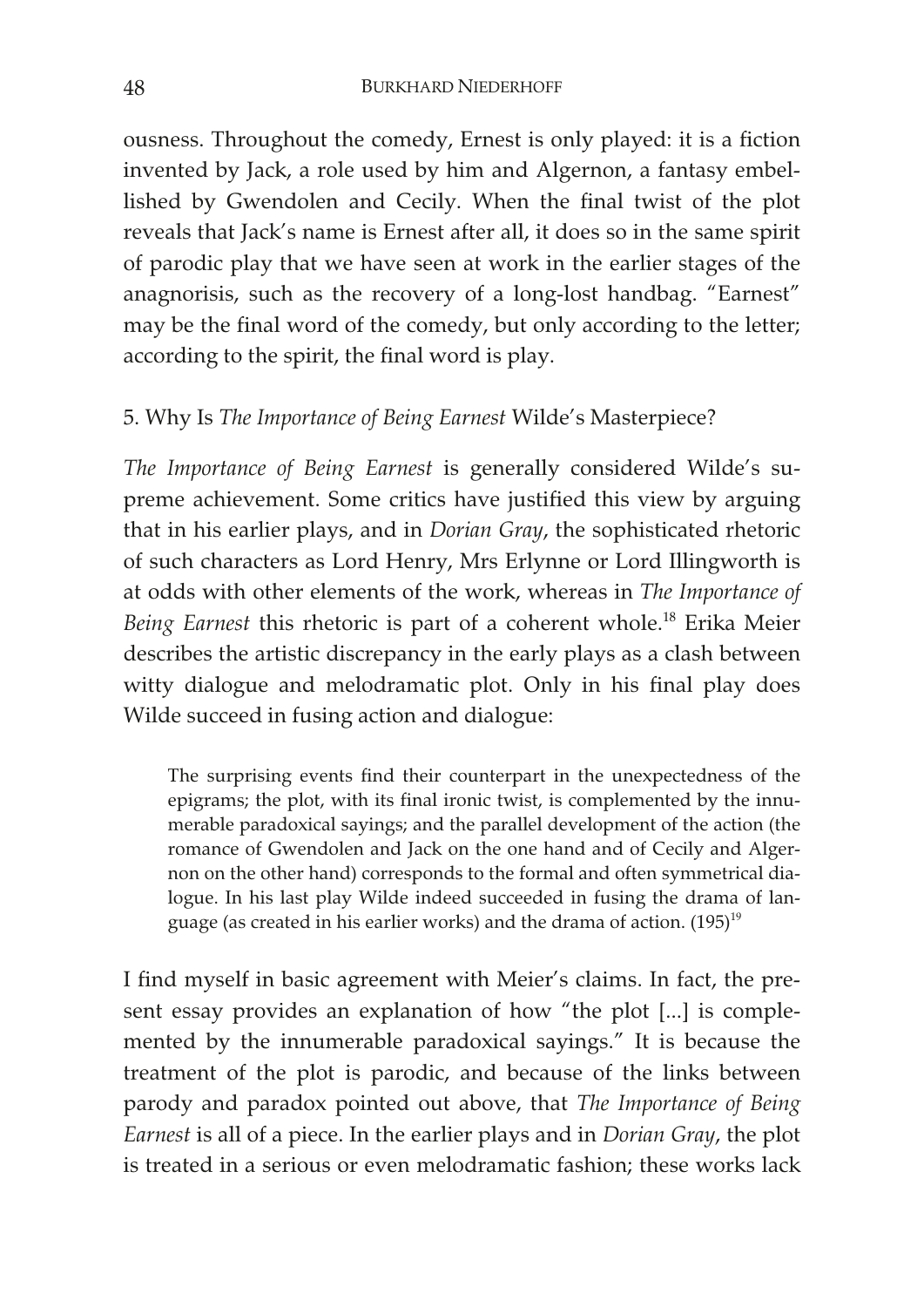ousness. Throughout the comedy, Ernest is only played: it is a fiction invented by Jack, a role used by him and Algernon, a fantasy embellished by Gwendolen and Cecily. When the final twist of the plot reveals that Jack's name is Ernest after all, it does so in the same spirit of parodic play that we have seen at work in the earlier stages of the anagnorisis, such as the recovery of a long-lost handbag. "Earnest" may be the final word of the comedy, but only according to the letter; according to the spirit, the final word is play.

## 5. Why Is *The Importance of Being Earnest* Wilde's Masterpiece?

*The Importance of Being Earnest* is generally considered Wilde's supreme achievement. Some critics have justified this view by arguing that in his earlier plays, and in *Dorian Gray*, the sophisticated rhetoric of such characters as Lord Henry, Mrs Erlynne or Lord Illingworth is at odds with other elements of the work, whereas in *The Importance of Being Earnest* this rhetoric is part of a coherent whole.[18] Erika Meier describes the artistic discrepancy in the early plays as a clash between witty dialogue and melodramatic plot. Only in his final play does Wilde succeed in fusing action and dialogue:

> The surprising events find their counterpart in the unexpectedness of the epigrams; the plot, with its final ironic twist, is complemented by the innumerable paradoxical sayings; and the parallel development of the action (the romance of Gwendolen and Jack on the one hand and of Cecily and Algernon on the other hand) corresponds to the formal and often symmetrical dialogue. In his last play Wilde indeed succeeded in fusing the drama of language (as created in his earlier works) and the drama of action. (195)[19]

I find myself in basic agreement with Meier's claims. In fact, the present essay provides an explanation of how "the plot [...] is complemented by the innumerable paradoxical sayings." It is because the treatment of the plot is parodic, and because of the links between parody and paradox pointed out above, that *The Importance of Being Earnest* is all of a piece. In the earlier plays and in *Dorian Gray*, the plot is treated in a serious or even melodramatic fashion; these works lack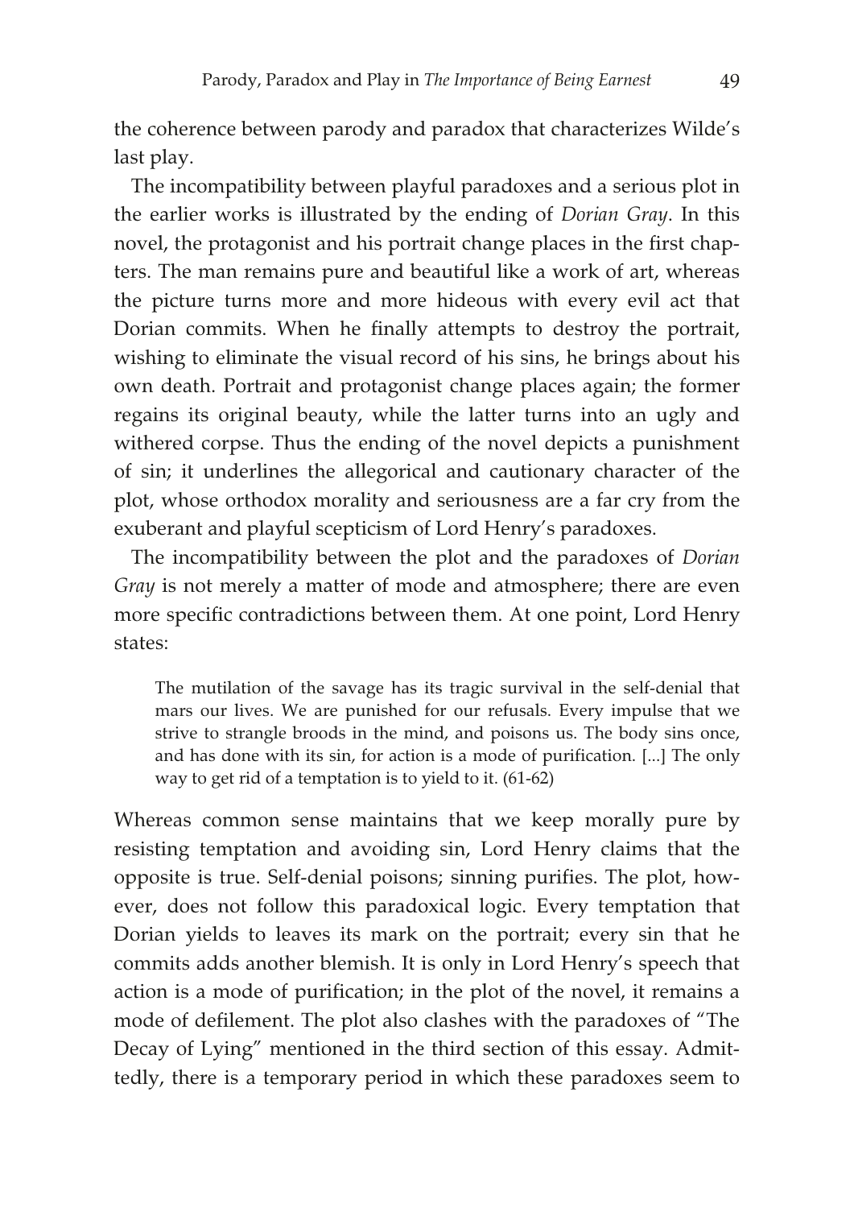the coherence between parody and paradox that characterizes Wilde's last play.

The incompatibility between playful paradoxes and a serious plot in the earlier works is illustrated by the ending of *Dorian Gray*. In this novel, the protagonist and his portrait change places in the first chapters. The man remains pure and beautiful like a work of art, whereas the picture turns more and more hideous with every evil act that Dorian commits. When he finally attempts to destroy the portrait, wishing to eliminate the visual record of his sins, he brings about his own death. Portrait and protagonist change places again; the former regains its original beauty, while the latter turns into an ugly and withered corpse. Thus the ending of the novel depicts a punishment of sin; it underlines the allegorical and cautionary character of the plot, whose orthodox morality and seriousness are a far cry from the exuberant and playful scepticism of Lord Henry's paradoxes.

The incompatibility between the plot and the paradoxes of *Dorian Gray* is not merely a matter of mode and atmosphere; there are even more specific contradictions between them. At one point, Lord Henry states:

> The mutilation of the savage has its tragic survival in the self-denial that mars our lives. We are punished for our refusals. Every impulse that we strive to strangle broods in the mind, and poisons us. The body sins once, and has done with its sin, for action is a mode of purification. [...] The only way to get rid of a temptation is to yield to it. (61-62)

Whereas common sense maintains that we keep morally pure by resisting temptation and avoiding sin, Lord Henry claims that the opposite is true. Self-denial poisons; sinning purifies. The plot, however, does not follow this paradoxical logic. Every temptation that Dorian yields to leaves its mark on the portrait; every sin that he commits adds another blemish. It is only in Lord Henry's speech that action is a mode of purification; in the plot of the novel, it remains a mode of defilement. The plot also clashes with the paradoxes of "The Decay of Lying" mentioned in the third section of this essay. Admittedly, there is a temporary period in which these paradoxes seem to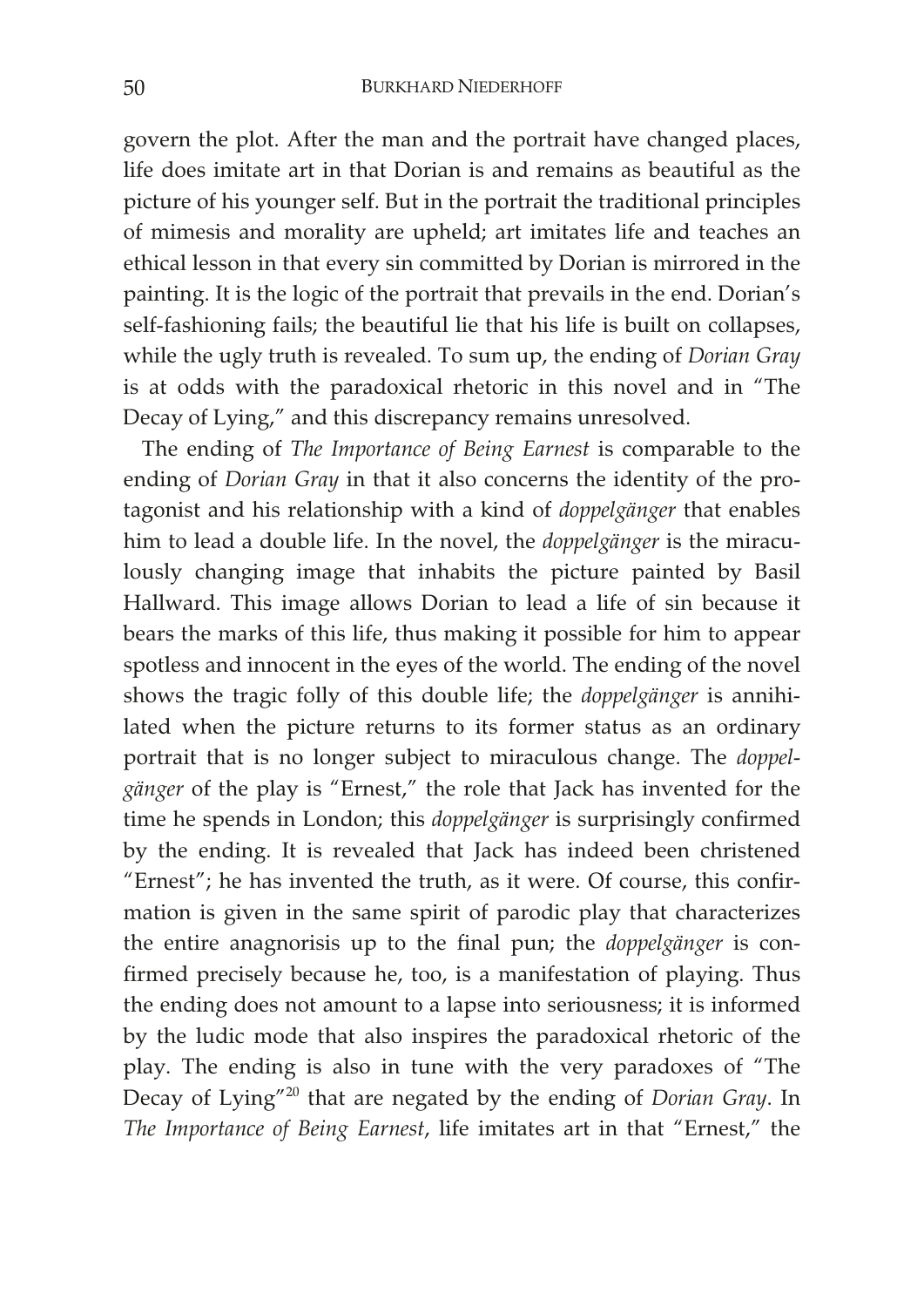govern the plot. After the man and the portrait have changed places, life does imitate art in that Dorian is and remains as beautiful as the picture of his younger self. But in the portrait the traditional principles of mimesis and morality are upheld; art imitates life and teaches an ethical lesson in that every sin committed by Dorian is mirrored in the painting. It is the logic of the portrait that prevails in the end. Dorian's self-fashioning fails; the beautiful lie that his life is built on collapses, while the ugly truth is revealed. To sum up, the ending of *Dorian Gray* is at odds with the paradoxical rhetoric in this novel and in "The Decay of Lying," and this discrepancy remains unresolved.

The ending of *The Importance of Being Earnest* is comparable to the ending of *Dorian Gray* in that it also concerns the identity of the protagonist and his relationship with a kind of *doppelgänger* that enables him to lead a double life. In the novel, the *doppelgänger* is the miraculously changing image that inhabits the picture painted by Basil Hallward. This image allows Dorian to lead a life of sin because it bears the marks of this life, thus making it possible for him to appear spotless and innocent in the eyes of the world. The ending of the novel shows the tragic folly of this double life; the *doppelgänger* is annihilated when the picture returns to its former status as an ordinary portrait that is no longer subject to miraculous change. The *doppelgänger* of the play is "Ernest," the role that Jack has invented for the time he spends in London; this *doppelgänger* is surprisingly confirmed by the ending. It is revealed that Jack has indeed been christened "Ernest"; he has invented the truth, as it were. Of course, this confirmation is given in the same spirit of parodic play that characterizes the entire anagnorisis up to the final pun; the *doppelgänger* is confirmed precisely because he, too, is a manifestation of playing. Thus the ending does not amount to a lapse into seriousness; it is informed by the ludic mode that also inspires the paradoxical rhetoric of the play. The ending is also in tune with the very paradoxes of "The Decay of Lying"[20] that are negated by the ending of *Dorian Gray*. In *The Importance of Being Earnest*, life imitates art in that "Ernest," the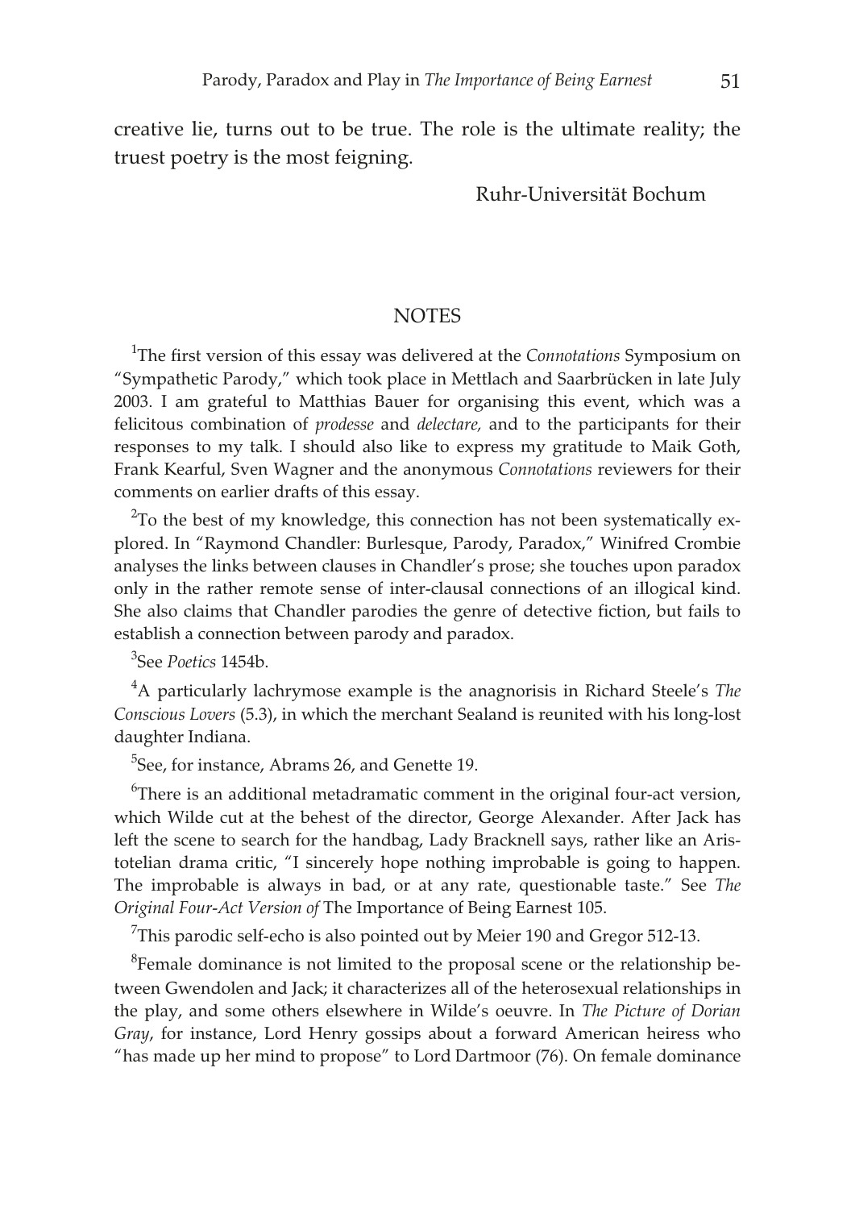creative lie, turns out to be true. The role is the ultimate reality; the truest poetry is the most feigning.

Ruhr-Universität Bochum

## NOTES

[1]The first version of this essay was delivered at the *Connotations* Symposium on "Sympathetic Parody," which took place in Mettlach and Saarbrücken in late July 2003. I am grateful to Matthias Bauer for organising this event, which was a felicitous combination of *prodesse* and *delectare,* and to the participants for their responses to my talk. I should also like to express my gratitude to Maik Goth, Frank Kearful, Sven Wagner and the anonymous *Connotations* reviewers for their comments on earlier drafts of this essay.

[2]To the best of my knowledge, this connection has not been systematically explored. In "Raymond Chandler: Burlesque, Parody, Paradox," Winifred Crombie analyses the links between clauses in Chandler's prose; she touches upon paradox only in the rather remote sense of inter-clausal connections of an illogical kind. She also claims that Chandler parodies the genre of detective fiction, but fails to establish a connection between parody and paradox.

[3]See *Poetics* 1454b.

[4]A particularly lachrymose example is the anagnorisis in Richard Steele's *The Conscious Lovers* (5.3), in which the merchant Sealand is reunited with his long-lost daughter Indiana.

[5]See, for instance, Abrams 26, and Genette 19.

[6]There is an additional metadramatic comment in the original four-act version, which Wilde cut at the behest of the director, George Alexander. After Jack has left the scene to search for the handbag, Lady Bracknell says, rather like an Aristotelian drama critic, "I sincerely hope nothing improbable is going to happen. The improbable is always in bad, or at any rate, questionable taste." See *The Original Four-Act Version of* The Importance of Being Earnest 105.

[7]This parodic self-echo is also pointed out by Meier 190 and Gregor 512-13.

[8]Female dominance is not limited to the proposal scene or the relationship between Gwendolen and Jack; it characterizes all of the heterosexual relationships in the play, and some others elsewhere in Wilde's oeuvre. In *The Picture of Dorian Gray*, for instance, Lord Henry gossips about a forward American heiress who "has made up her mind to propose" to Lord Dartmoor (76). On female dominance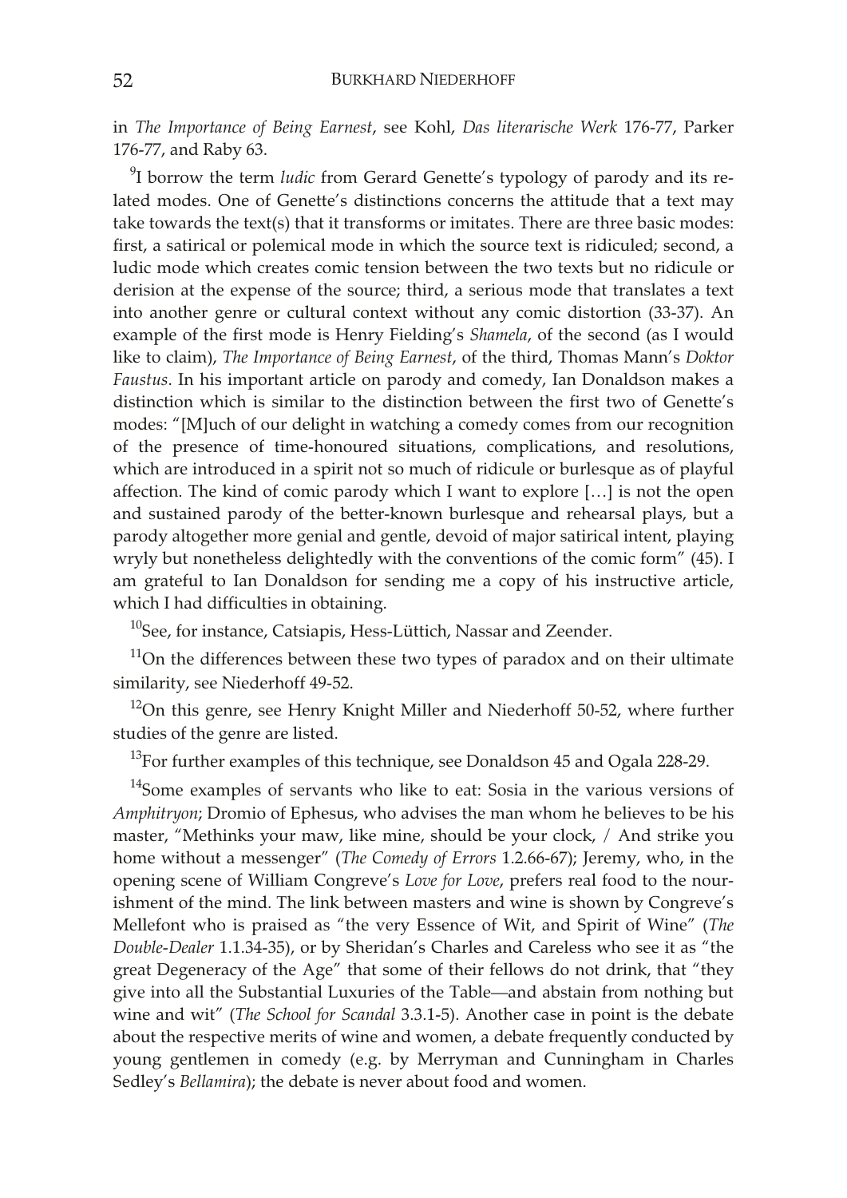in *The Importance of Being Earnest*, see Kohl, *Das literarische Werk* 176-77, Parker 176-77, and Raby 63.

[9]I borrow the term *ludic* from Gerard Genette's typology of parody and its related modes. One of Genette's distinctions concerns the attitude that a text may take towards the text(s) that it transforms or imitates. There are three basic modes: first, a satirical or polemical mode in which the source text is ridiculed; second, a ludic mode which creates comic tension between the two texts but no ridicule or derision at the expense of the source; third, a serious mode that translates a text into another genre or cultural context without any comic distortion (33-37). An example of the first mode is Henry Fielding's *Shamela*, of the second (as I would like to claim), *The Importance of Being Earnest*, of the third, Thomas Mann's *Doktor Faustus*. In his important article on parody and comedy, Ian Donaldson makes a distinction which is similar to the distinction between the first two of Genette's modes: "[M]uch of our delight in watching a comedy comes from our recognition of the presence of time-honoured situations, complications, and resolutions, which are introduced in a spirit not so much of ridicule or burlesque as of playful affection. The kind of comic parody which I want to explore […] is not the open and sustained parody of the better-known burlesque and rehearsal plays, but a parody altogether more genial and gentle, devoid of major satirical intent, playing wryly but nonetheless delightedly with the conventions of the comic form" (45). I am grateful to Ian Donaldson for sending me a copy of his instructive article, which I had difficulties in obtaining.

[10]See, for instance, Catsiapis, Hess-Lüttich, Nassar and Zeender.

[11]On the differences between these two types of paradox and on their ultimate similarity, see Niederhoff 49-52.

[12]On this genre, see Henry Knight Miller and Niederhoff 50-52, where further studies of the genre are listed.

[13]For further examples of this technique, see Donaldson 45 and Ogala 228-29.

[14]Some examples of servants who like to eat: Sosia in the various versions of *Amphitryon*; Dromio of Ephesus, who advises the man whom he believes to be his master, "Methinks your maw, like mine, should be your clock, / And strike you home without a messenger" (*The Comedy of Errors* 1.2.66-67); Jeremy, who, in the opening scene of William Congreve's *Love for Love*, prefers real food to the nourishment of the mind. The link between masters and wine is shown by Congreve's Mellefont who is praised as "the very Essence of Wit, and Spirit of Wine" (*The Double-Dealer* 1.1.34-35), or by Sheridan's Charles and Careless who see it as "the great Degeneracy of the Age" that some of their fellows do not drink, that "they give into all the Substantial Luxuries of the Table—and abstain from nothing but wine and wit" (*The School for Scandal* 3.3.1-5). Another case in point is the debate about the respective merits of wine and women, a debate frequently conducted by young gentlemen in comedy (e.g. by Merryman and Cunningham in Charles Sedley's *Bellamira*); the debate is never about food and women.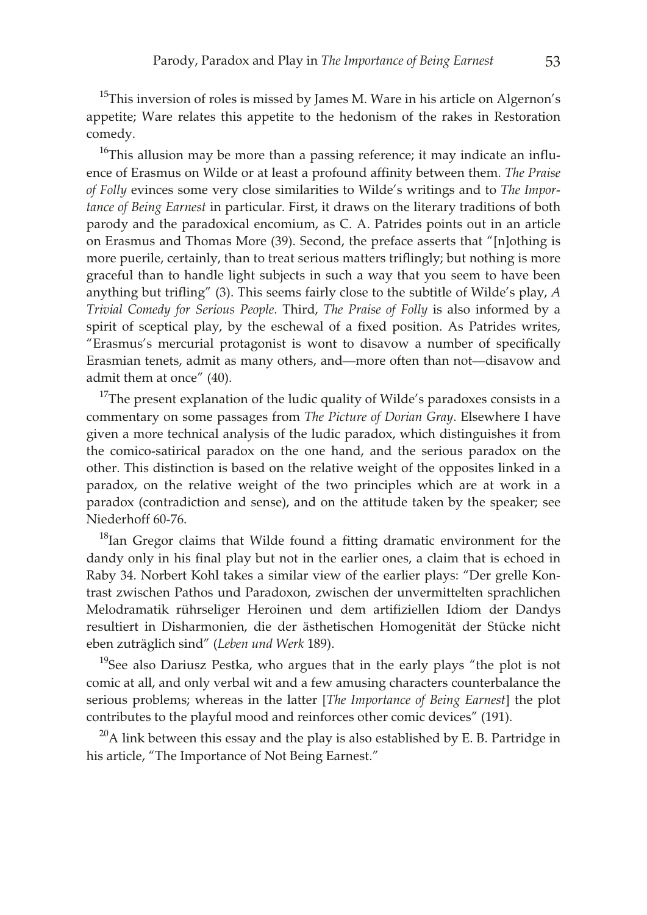[15]This inversion of roles is missed by James M. Ware in his article on Algernon's appetite; Ware relates this appetite to the hedonism of the rakes in Restoration comedy.

[16]This allusion may be more than a passing reference; it may indicate an influence of Erasmus on Wilde or at least a profound affinity between them. *The Praise of Folly* evinces some very close similarities to Wilde's writings and to *The Importance of Being Earnest* in particular. First, it draws on the literary traditions of both parody and the paradoxical encomium, as C. A. Patrides points out in an article on Erasmus and Thomas More (39). Second, the preface asserts that "[n]othing is more puerile, certainly, than to treat serious matters triflingly; but nothing is more graceful than to handle light subjects in such a way that you seem to have been anything but trifling" (3). This seems fairly close to the subtitle of Wilde's play, *A Trivial Comedy for Serious People*. Third, *The Praise of Folly* is also informed by a spirit of sceptical play, by the eschewal of a fixed position. As Patrides writes, "Erasmus's mercurial protagonist is wont to disavow a number of specifically Erasmian tenets, admit as many others, and—more often than not—disavow and admit them at once" (40).

[17]The present explanation of the ludic quality of Wilde's paradoxes consists in a commentary on some passages from *The Picture of Dorian Gray*. Elsewhere I have given a more technical analysis of the ludic paradox, which distinguishes it from the comico-satirical paradox on the one hand, and the serious paradox on the other. This distinction is based on the relative weight of the opposites linked in a paradox, on the relative weight of the two principles which are at work in a paradox (contradiction and sense), and on the attitude taken by the speaker; see Niederhoff 60-76.

[18]Ian Gregor claims that Wilde found a fitting dramatic environment for the dandy only in his final play but not in the earlier ones, a claim that is echoed in Raby 34. Norbert Kohl takes a similar view of the earlier plays: "Der grelle Kontrast zwischen Pathos und Paradoxon, zwischen der unvermittelten sprachlichen Melodramatik rührseliger Heroinen und dem artifiziellen Idiom der Dandys resultiert in Disharmonien, die der ästhetischen Homogenität der Stücke nicht eben zuträglich sind" (*Leben und Werk* 189).

[19]See also Dariusz Pestka, who argues that in the early plays "the plot is not comic at all, and only verbal wit and a few amusing characters counterbalance the serious problems; whereas in the latter [*The Importance of Being Earnest*] the plot contributes to the playful mood and reinforces other comic devices" (191).

[20]A link between this essay and the play is also established by E. B. Partridge in his article, "The Importance of Not Being Earnest."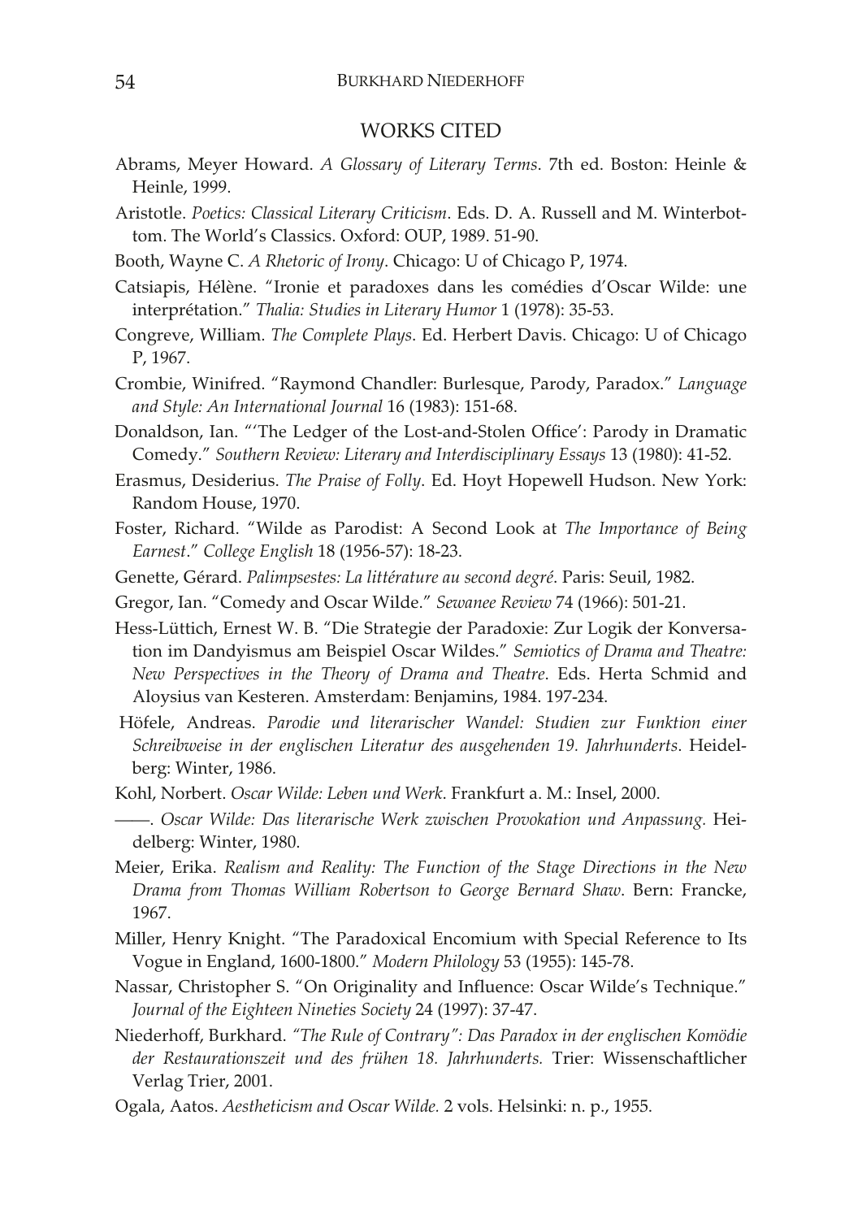## WORKS CITED

Abrams, Meyer Howard. *A Glossary of Literary Terms*. 7th ed. Boston: Heinle & Heinle, 1999.

Aristotle. *Poetics: Classical Literary Criticism*. Eds. D. A. Russell and M. Winterbottom. The World's Classics. Oxford: OUP, 1989. 51-90.

Booth, Wayne C. *A Rhetoric of Irony*. Chicago: U of Chicago P, 1974.

Catsiapis, Hélène. "Ironie et paradoxes dans les comédies d'Oscar Wilde: une interprétation." *Thalia: Studies in Literary Humor* 1 (1978): 35-53.

Congreve, William. *The Complete Plays*. Ed. Herbert Davis. Chicago: U of Chicago P, 1967.

Crombie, Winifred. "Raymond Chandler: Burlesque, Parody, Paradox." *Language and Style: An International Journal* 16 (1983): 151-68.

Donaldson, Ian. "'The Ledger of the Lost-and-Stolen Office': Parody in Dramatic Comedy." *Southern Review: Literary and Interdisciplinary Essays* 13 (1980): 41-52.

Erasmus, Desiderius. *The Praise of Folly*. Ed. Hoyt Hopewell Hudson. New York: Random House, 1970.

Foster, Richard. "Wilde as Parodist: A Second Look at *The Importance of Being Earnest*." *College English* 18 (1956-57): 18-23.

Genette, Gérard. *Palimpsestes: La littérature au second degré*. Paris: Seuil, 1982.

Gregor, Ian. "Comedy and Oscar Wilde." *Sewanee Review* 74 (1966): 501-21.

Hess-Lüttich, Ernest W. B. "Die Strategie der Paradoxie: Zur Logik der Konversation im Dandyismus am Beispiel Oscar Wildes." *Semiotics of Drama and Theatre: New Perspectives in the Theory of Drama and Theatre*. Eds. Herta Schmid and Aloysius van Kesteren. Amsterdam: Benjamins, 1984. 197-234.

Höfele, Andreas. *Parodie und literarischer Wandel: Studien zur Funktion einer Schreibweise in der englischen Literatur des ausgehenden 19. Jahrhunderts*. Heidelberg: Winter, 1986.

Kohl, Norbert. *Oscar Wilde: Leben und Werk*. Frankfurt a. M.: Insel, 2000.

——. *Oscar Wilde: Das literarische Werk zwischen Provokation und Anpassung*. Heidelberg: Winter, 1980.

Meier, Erika. *Realism and Reality: The Function of the Stage Directions in the New Drama from Thomas William Robertson to George Bernard Shaw*. Bern: Francke, 1967.

Miller, Henry Knight. "The Paradoxical Encomium with Special Reference to Its Vogue in England, 1600-1800." *Modern Philology* 53 (1955): 145-78.

Nassar, Christopher S. "On Originality and Influence: Oscar Wilde's Technique." *Journal of the Eighteen Nineties Society* 24 (1997): 37-47.

Niederhoff, Burkhard. *"The Rule of Contrary": Das Paradox in der englischen Komödie der Restaurationszeit und des frühen 18. Jahrhunderts.* Trier: Wissenschaftlicher Verlag Trier, 2001.

Ogala, Aatos. *Aestheticism and Oscar Wilde.* 2 vols. Helsinki: n. p., 1955.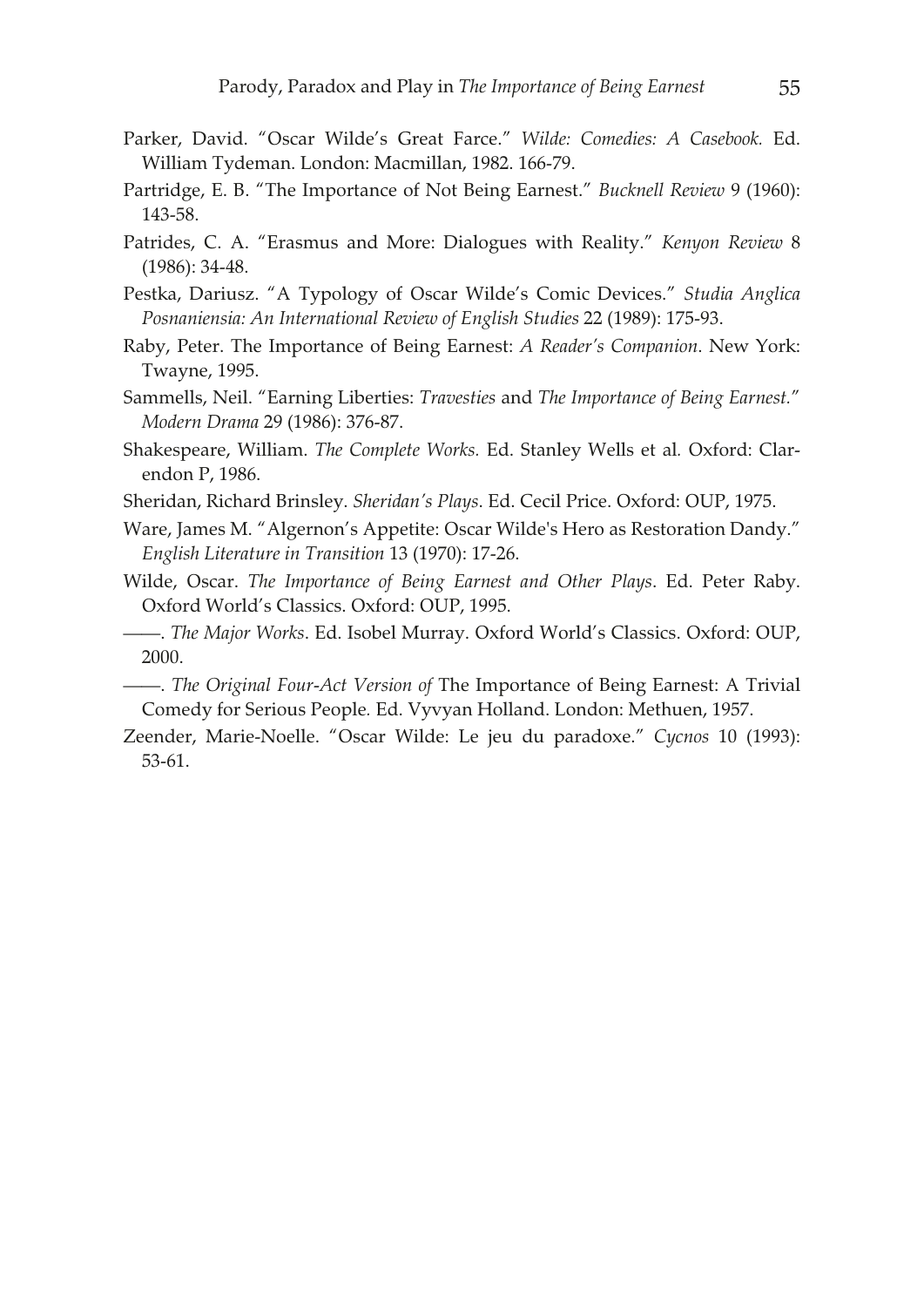Parker, David. "Oscar Wilde's Great Farce." *Wilde: Comedies: A Casebook.* Ed. William Tydeman. London: Macmillan, 1982. 166-79.

Partridge, E. B. "The Importance of Not Being Earnest." *Bucknell Review* 9 (1960): 143-58.

Patrides, C. A. "Erasmus and More: Dialogues with Reality." *Kenyon Review* 8 (1986): 34-48.

Pestka, Dariusz. "A Typology of Oscar Wilde's Comic Devices." *Studia Anglica Posnaniensia: An International Review of English Studies* 22 (1989): 175-93.

Raby, Peter. The Importance of Being Earnest: *A Reader's Companion*. New York: Twayne, 1995.

Sammells, Neil. "Earning Liberties: *Travesties* and *The Importance of Being Earnest.*" *Modern Drama* 29 (1986): 376-87.

Shakespeare, William. *The Complete Works.* Ed. Stanley Wells et al*.* Oxford: Clarendon P, 1986.

Sheridan, Richard Brinsley. *Sheridan's Plays*. Ed. Cecil Price. Oxford: OUP, 1975.

Ware, James M. "Algernon's Appetite: Oscar Wilde's Hero as Restoration Dandy." *English Literature in Transition* 13 (1970): 17-26.

Wilde, Oscar. *The Importance of Being Earnest and Other Plays*. Ed. Peter Raby. Oxford World's Classics. Oxford: OUP, 1995.

——. *The Major Works*. Ed. Isobel Murray. Oxford World's Classics. Oxford: OUP, 2000.

——. *The Original Four-Act Version of* The Importance of Being Earnest: A Trivial Comedy for Serious People*.* Ed. Vyvyan Holland. London: Methuen, 1957.

Zeender, Marie-Noelle. "Oscar Wilde: Le jeu du paradoxe." *Cycnos* 10 (1993): 53-61.